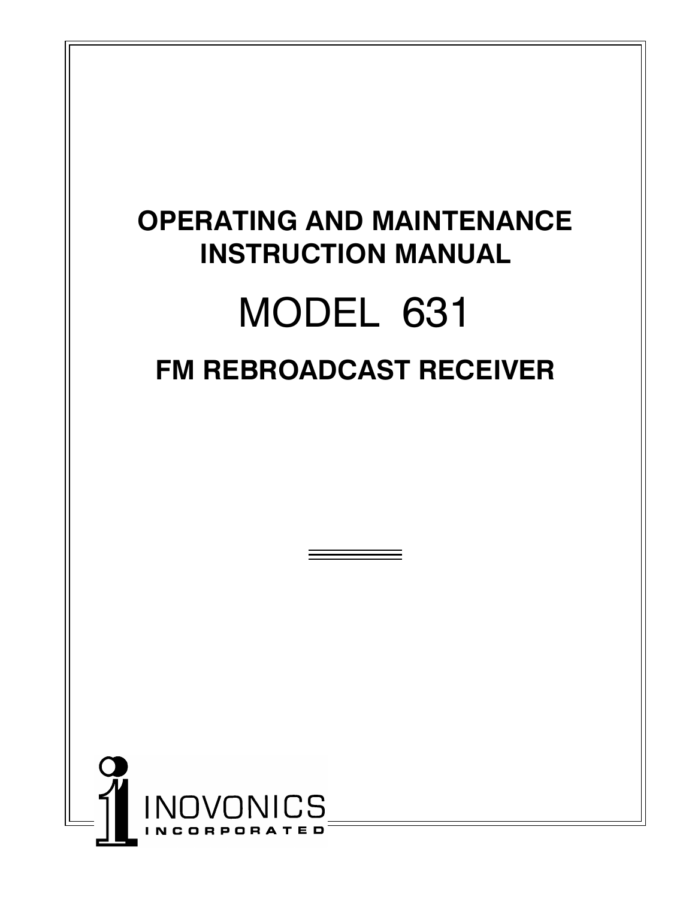# OPERATING AND MAINTENANCE INSTRUCTION MANUAL

# MODEL 631

## FM REBROADCAST RECEIVER

INOVONICS
INCORPORATED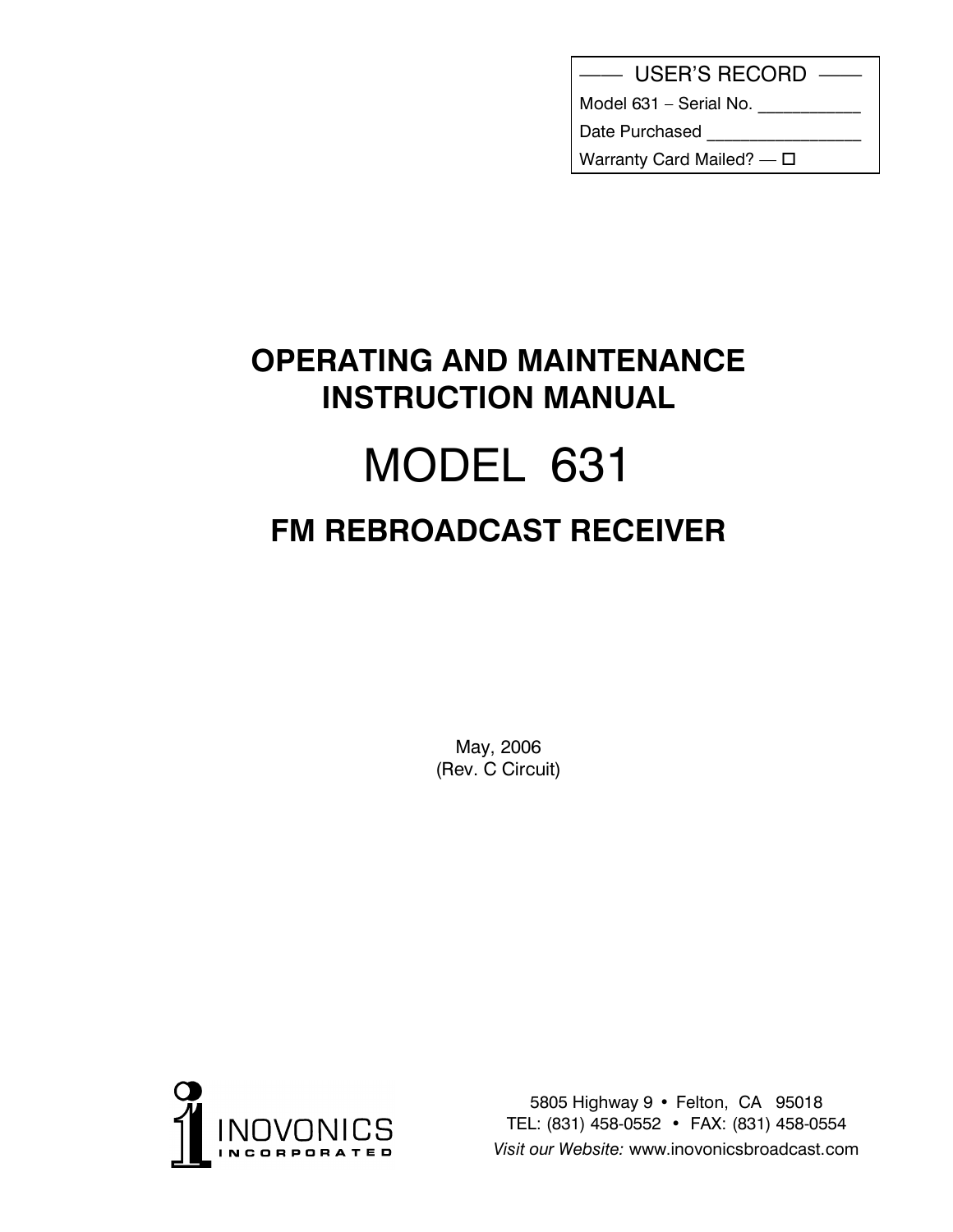—— USER'S RECORD ——

Model 631 – Serial No. ___________

Date Purchased ________________

Warranty Card Mailed? — ☐

# OPERATING AND MAINTENANCE INSTRUCTION MANUAL

# MODEL 631

## FM REBROADCAST RECEIVER

May, 2006
(Rev. C Circuit)

INOVONICS INCORPORATED

5805 Highway 9 • Felton, CA 95018
TEL: (831) 458-0552 • FAX: (831) 458-0554
*Visit our Website:* www.inovonicsbroadcast.com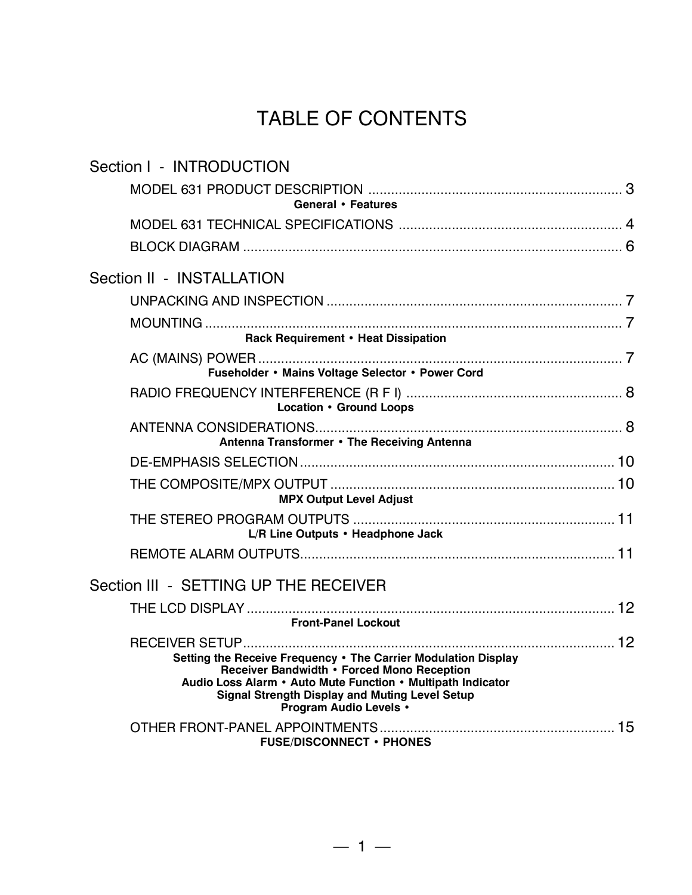# TABLE OF CONTENTS

## Section I - INTRODUCTION

MODEL 631 PRODUCT DESCRIPTION .................................................................. 3

**General • Features**

MODEL 631 TECHNICAL SPECIFICATIONS .......................................................... 4

BLOCK DIAGRAM ......................................................................................................... 6

## Section II - INSTALLATION

UNPACKING AND INSPECTION ............................................................................. 7

MOUNTING ..................................................................................................................... 7

**Rack Requirement • Heat Dissipation**

AC (MAINS) POWER .................................................................................................. 7

**Fuseholder • Mains Voltage Selector • Power Cord**

RADIO FREQUENCY INTERFERENCE (R F I) ........................................................ 8

**Location • Ground Loops**

ANTENNA CONSIDERATIONS................................................................................ 8

**Antenna Transformer • The Receiving Antenna**

DE-EMPHASIS SELECTION .................................................................................. 10

THE COMPOSITE/MPX OUTPUT .......................................................................... 10

**MPX Output Level Adjust**

THE STEREO PROGRAM OUTPUTS ..................................................................... 11

**L/R Line Outputs • Headphone Jack**

REMOTE ALARM OUTPUTS.................................................................................. 11

## Section III - SETTING UP THE RECEIVER

THE LCD DISPLAY ................................................................................................. 12

**Front-Panel Lockout**

RECEIVER SETUP.................................................................................................. 12

**Setting the Receive Frequency • The Carrier Modulation Display**
**Receiver Bandwidth • Forced Mono Reception**
**Audio Loss Alarm • Auto Mute Function • Multipath Indicator**
**Signal Strength Display and Muting Level Setup**
**Program Audio Levels •**

OTHER FRONT-PANEL APPOINTMENTS ............................................................. 15

**FUSE/DISCONNECT • PHONES**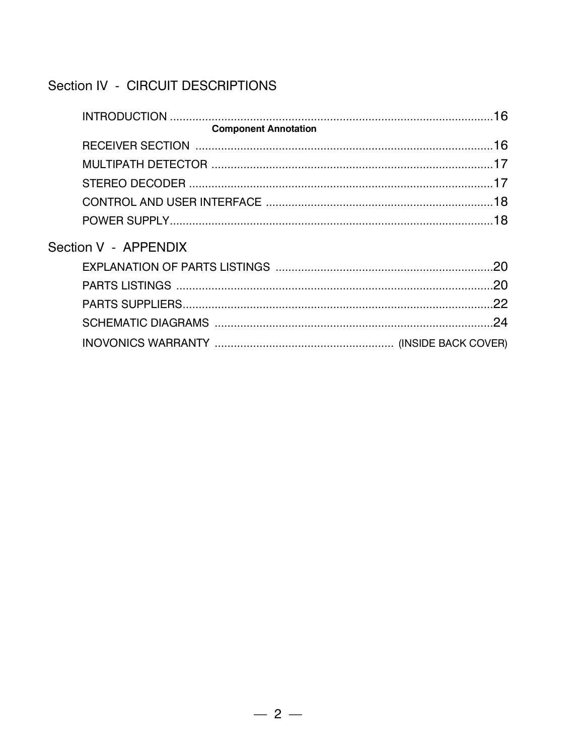## Section IV - CIRCUIT DESCRIPTIONS

INTRODUCTION ....................................................................................................16
**Component Annotation**
RECEIVER SECTION ..........................................................................................16
MULTIPATH DETECTOR .....................................................................................17
STEREO DECODER ............................................................................................17
CONTROL AND USER INTERFACE ...................................................................18
POWER SUPPLY..................................................................................................18

## Section V - APPENDIX

EXPLANATION OF PARTS LISTINGS ................................................................20
PARTS LISTINGS ................................................................................................20
PARTS SUPPLIERS..............................................................................................22
SCHEMATIC DIAGRAMS ....................................................................................24
INOVONICS WARRANTY ..................................................... (INSIDE BACK COVER)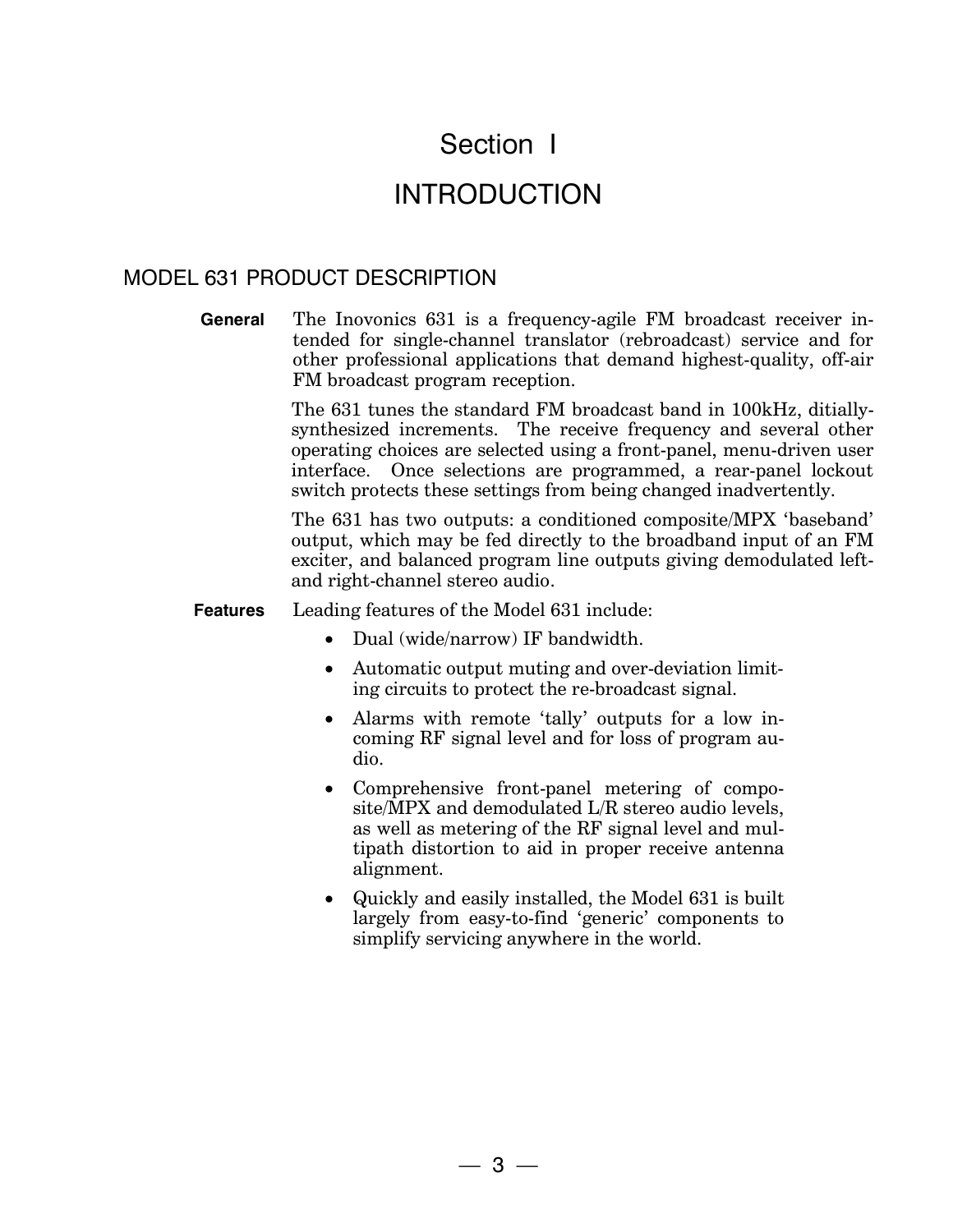# Section I

# INTRODUCTION

## MODEL 631 PRODUCT DESCRIPTION

**General** The Inovonics 631 is a frequency-agile FM broadcast receiver intended for single-channel translator (rebroadcast) service and for other professional applications that demand highest-quality, off-air FM broadcast program reception.

The 631 tunes the standard FM broadcast band in 100kHz, ditially-synthesized increments. The receive frequency and several other operating choices are selected using a front-panel, menu-driven user interface. Once selections are programmed, a rear-panel lockout switch protects these settings from being changed inadvertently.

The 631 has two outputs: a conditioned composite/MPX 'baseband' output, which may be fed directly to the broadband input of an FM exciter, and balanced program line outputs giving demodulated left- and right-channel stereo audio.

**Features** Leading features of the Model 631 include:

- Dual (wide/narrow) IF bandwidth.
- Automatic output muting and over-deviation limiting circuits to protect the re-broadcast signal.
- Alarms with remote 'tally' outputs for a low incoming RF signal level and for loss of program audio.
- Comprehensive front-panel metering of composite/MPX and demodulated L/R stereo audio levels, as well as metering of the RF signal level and multipath distortion to aid in proper receive antenna alignment.
- Quickly and easily installed, the Model 631 is built largely from easy-to-find 'generic' components to simplify servicing anywhere in the world.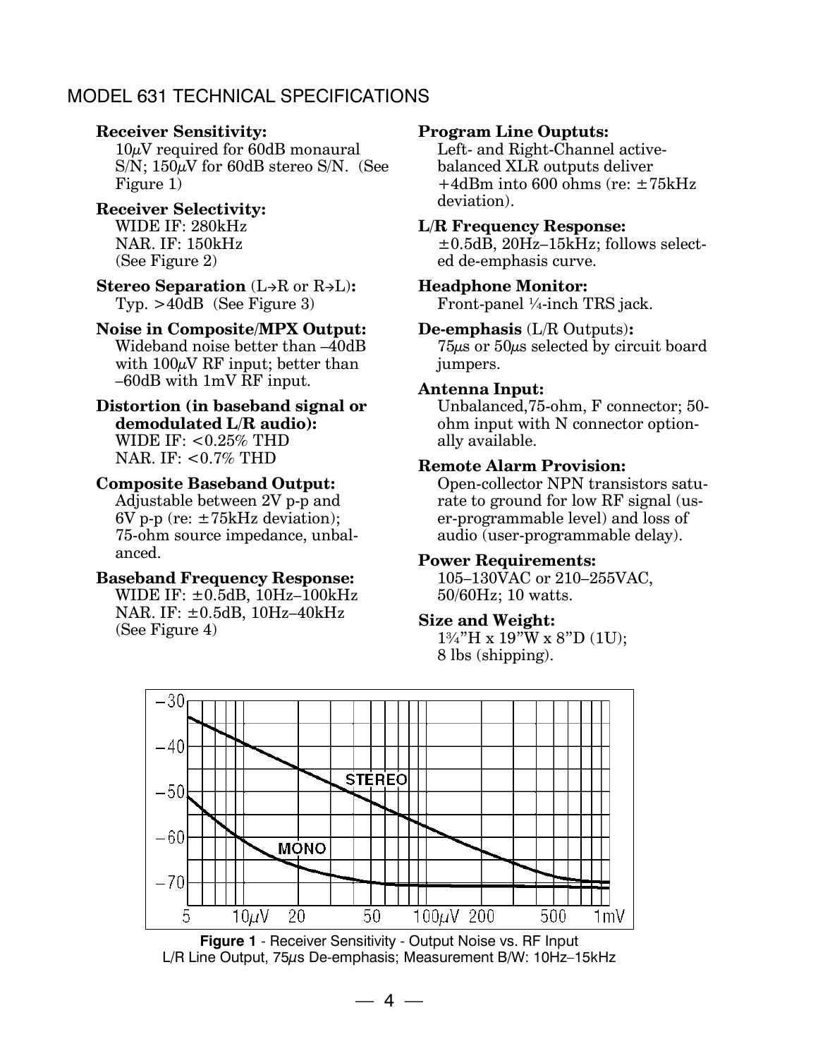## MODEL 631 TECHNICAL SPECIFICATIONS

**Receiver Sensitivity:**
10µV required for 60dB monaural S/N; 150µV for 60dB stereo S/N. (See Figure 1)

**Receiver Selectivity:**
WIDE IF: 280kHz
NAR. IF: 150kHz
(See Figure 2)

**Stereo Separation** (L→R or R→L)**:**
Typ. >40dB (See Figure 3)

**Noise in Composite/MPX Output:**
Wideband noise better than –40dB with 100µV RF input; better than –60dB with 1mV RF input.

**Distortion (in baseband signal or demodulated L/R audio):**
WIDE IF: <0.25% THD
NAR. IF: <0.7% THD

**Composite Baseband Output:**
Adjustable between 2V p-p and 6V p-p (re: ±75kHz deviation); 75-ohm source impedance, unbalanced.

**Baseband Frequency Response:**
WIDE IF: ±0.5dB, 10Hz–100kHz
NAR. IF: ±0.5dB, 10Hz–40kHz
(See Figure 4)

**Program Line Ouptuts:**
Left- and Right-Channel active-balanced XLR outputs deliver +4dBm into 600 ohms (re: ±75kHz deviation).

**L/R Frequency Response:**
±0.5dB, 20Hz–15kHz; follows selected de-emphasis curve.

**Headphone Monitor:**
Front-panel ¼-inch TRS jack.

**De-emphasis** (L/R Outputs)**:**
75µs or 50µs selected by circuit board jumpers.

**Antenna Input:**
Unbalanced,75-ohm, F connector; 50-ohm input with N connector optionally available.

**Remote Alarm Provision:**
Open-collector NPN transistors saturate to ground for low RF signal (user-programmable level) and loss of audio (user-programmable delay).

**Power Requirements:**
105–130VAC or 210–255VAC, 50/60Hz; 10 watts.

**Size and Weight:**
1¾"H x 19"W x 8"D (1U);
8 lbs (shipping).

**Figure 1** - Receiver Sensitivity - Output Noise vs. RF Input
L/R Line Output, 75µs De-emphasis; Measurement B/W: 10Hz–15kHz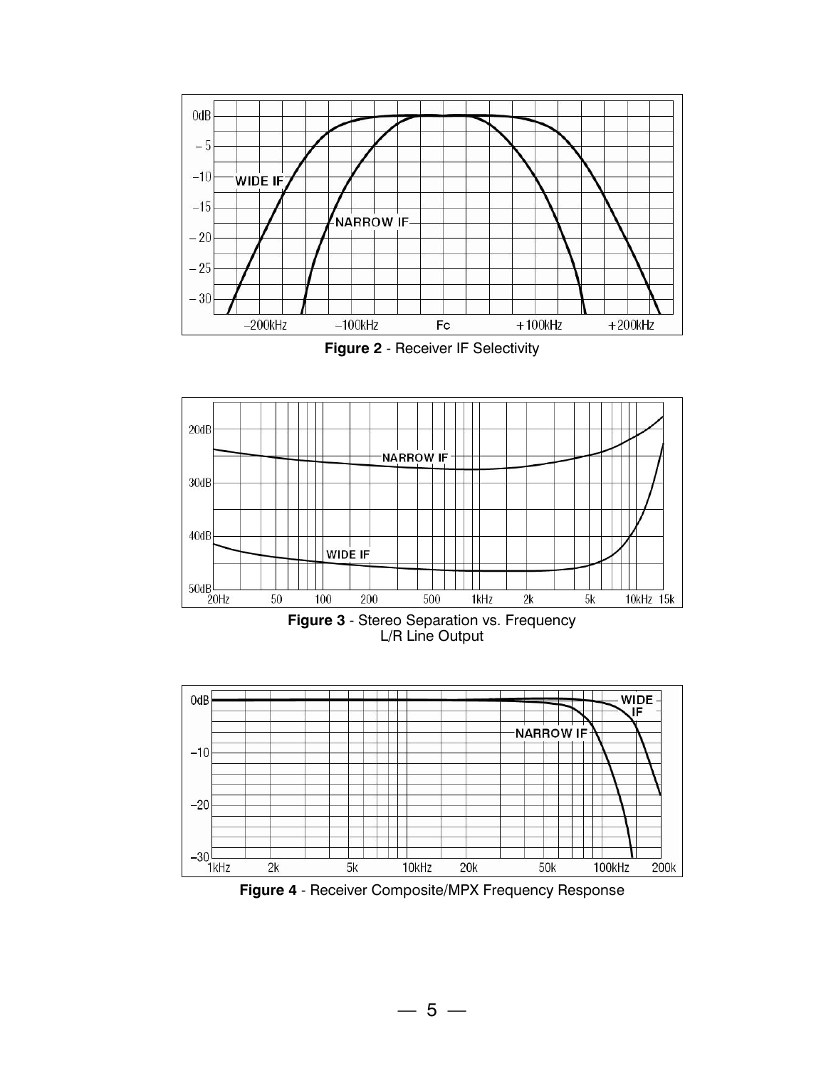**Figure 2** - Receiver IF Selectivity

**Figure 3** - Stereo Separation vs. Frequency
L/R Line Output

**Figure 4** - Receiver Composite/MPX Frequency Response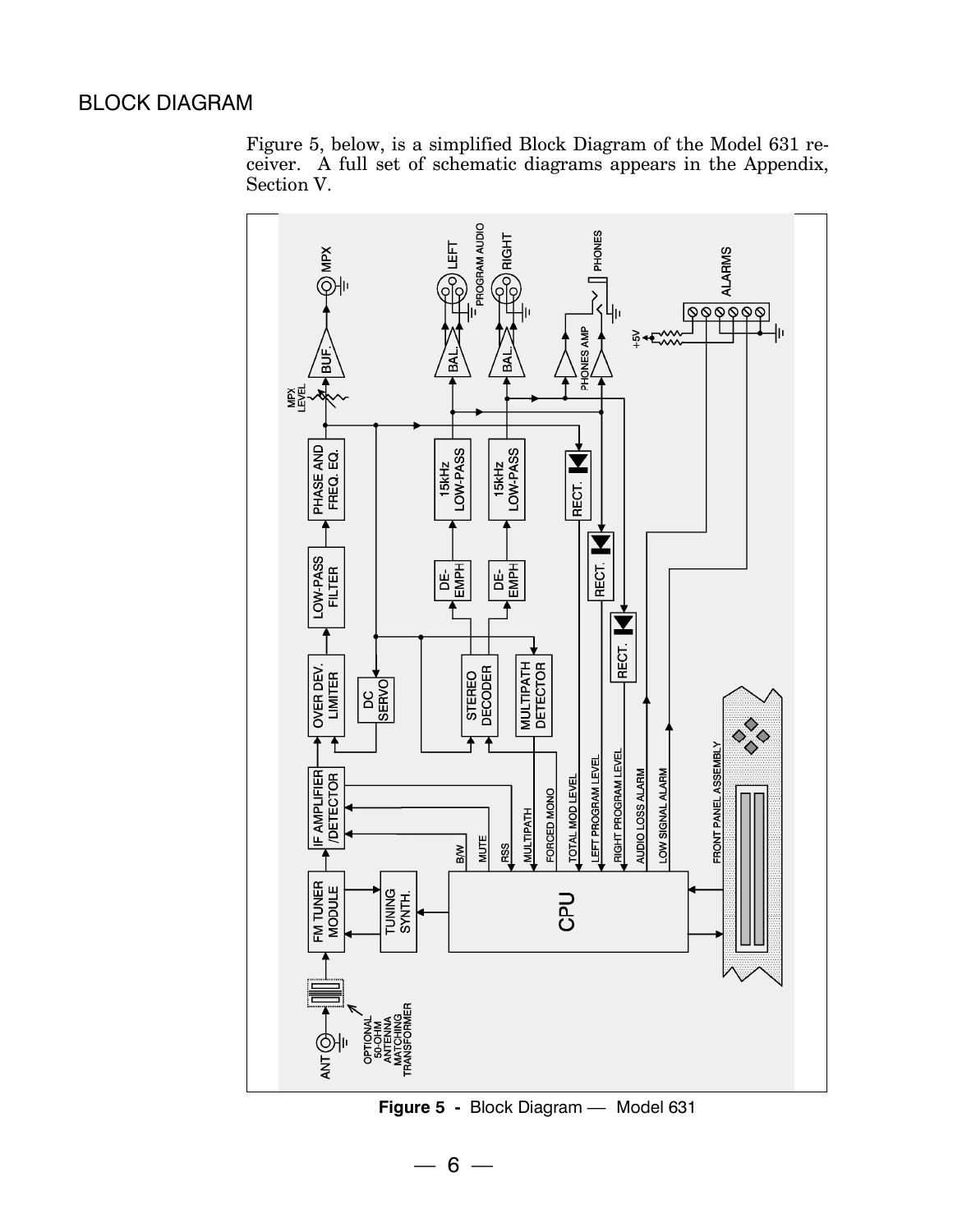## BLOCK DIAGRAM

Figure 5, below, is a simplified Block Diagram of the Model 631 receiver. A full set of schematic diagrams appears in the Appendix, Section V.

**Figure 5 -** Block Diagram — Model 631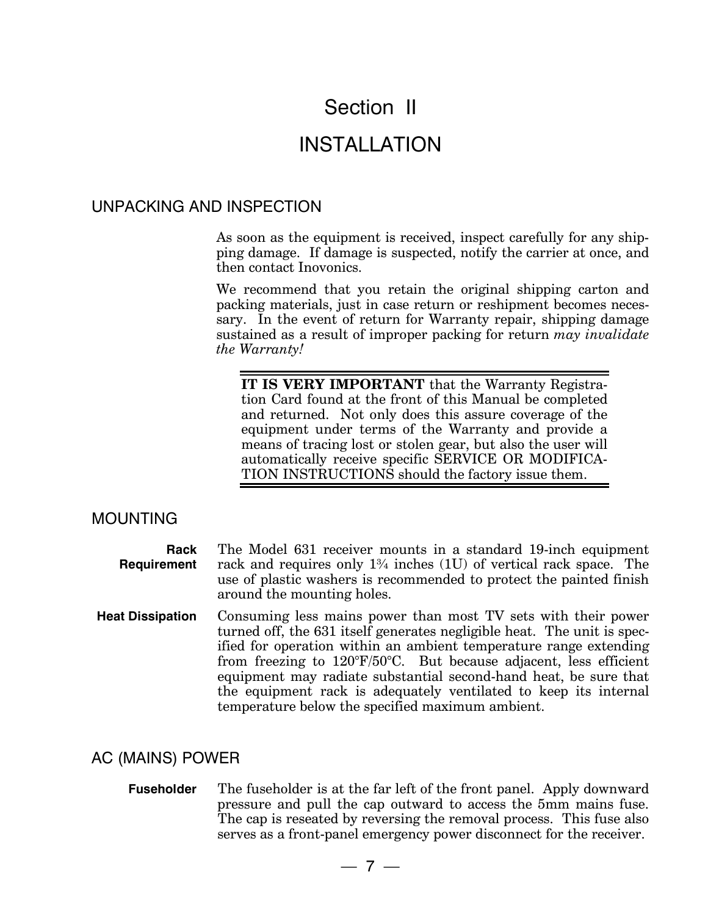# Section II

# INSTALLATION

## UNPACKING AND INSPECTION

As soon as the equipment is received, inspect carefully for any shipping damage. If damage is suspected, notify the carrier at once, and then contact Inovonics.

We recommend that you retain the original shipping carton and packing materials, just in case return or reshipment becomes necessary. In the event of return for Warranty repair, shipping damage sustained as a result of improper packing for return *may invalidate the Warranty!*

---

**IT IS VERY IMPORTANT** that the Warranty Registration Card found at the front of this Manual be completed and returned. Not only does this assure coverage of the equipment under terms of the Warranty and provide a means of tracing lost or stolen gear, but also the user will automatically receive specific SERVICE OR MODIFICATION INSTRUCTIONS should the factory issue them.

---

## MOUNTING

**Rack Requirement** — The Model 631 receiver mounts in a standard 19-inch equipment rack and requires only 1¾ inches (1U) of vertical rack space. The use of plastic washers is recommended to protect the painted finish around the mounting holes.

**Heat Dissipation** — Consuming less mains power than most TV sets with their power turned off, the 631 itself generates negligible heat. The unit is specified for operation within an ambient temperature range extending from freezing to 120°F/50°C. But because adjacent, less efficient equipment may radiate substantial second-hand heat, be sure that the equipment rack is adequately ventilated to keep its internal temperature below the specified maximum ambient.

## AC (MAINS) POWER

**Fuseholder** — The fuseholder is at the far left of the front panel. Apply downward pressure and pull the cap outward to access the 5mm mains fuse. The cap is reseated by reversing the removal process. This fuse also serves as a front-panel emergency power disconnect for the receiver.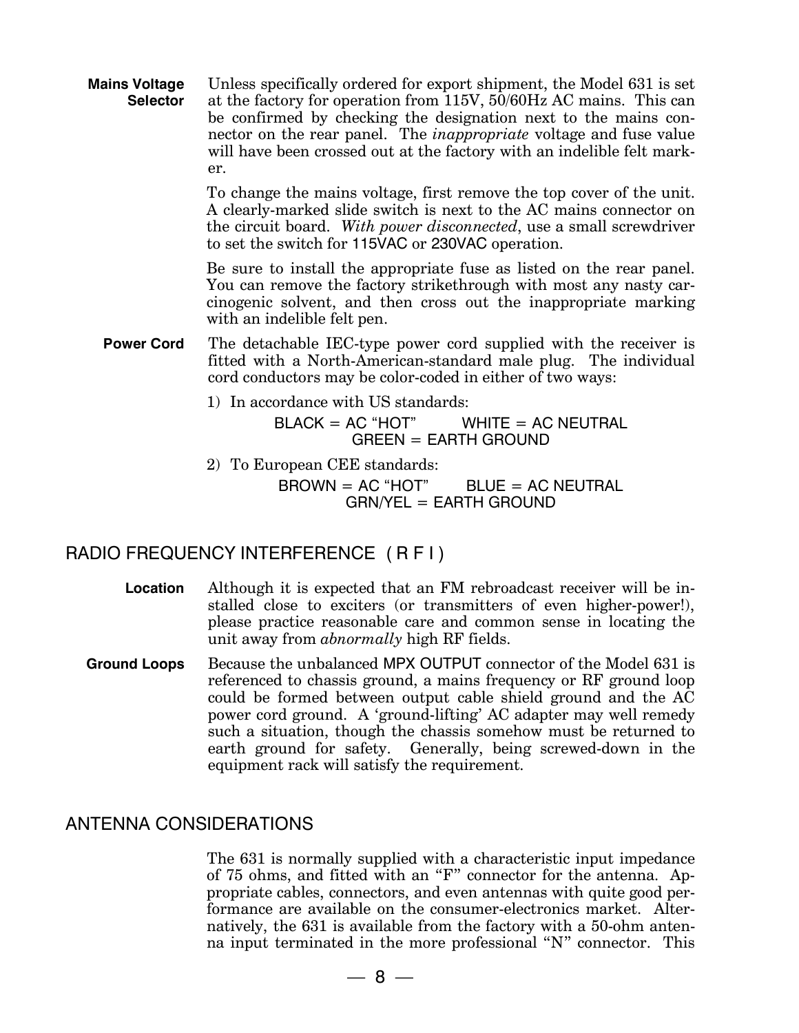**Mains Voltage Selector** Unless specifically ordered for export shipment, the Model 631 is set at the factory for operation from 115V, 50/60Hz AC mains. This can be confirmed by checking the designation next to the mains connector on the rear panel. The *inappropriate* voltage and fuse value will have been crossed out at the factory with an indelible felt marker.

To change the mains voltage, first remove the top cover of the unit. A clearly-marked slide switch is next to the AC mains connector on the circuit board. *With power disconnected*, use a small screwdriver to set the switch for 115VAC or 230VAC operation.

Be sure to install the appropriate fuse as listed on the rear panel. You can remove the factory strikethrough with most any nasty carcinogenic solvent, and then cross out the inappropriate marking with an indelible felt pen.

**Power Cord** The detachable IEC-type power cord supplied with the receiver is fitted with a North-American-standard male plug. The individual cord conductors may be color-coded in either of two ways:

1) In accordance with US standards:

BLACK = AC "HOT"   WHITE = AC NEUTRAL
GREEN = EARTH GROUND

2) To European CEE standards:

BROWN = AC "HOT"   BLUE = AC NEUTRAL
GRN/YEL = EARTH GROUND

## RADIO FREQUENCY INTERFERENCE ( R F I )

**Location** Although it is expected that an FM rebroadcast receiver will be installed close to exciters (or transmitters of even higher-power!), please practice reasonable care and common sense in locating the unit away from *abnormally* high RF fields.

**Ground Loops** Because the unbalanced MPX OUTPUT connector of the Model 631 is referenced to chassis ground, a mains frequency or RF ground loop could be formed between output cable shield ground and the AC power cord ground. A 'ground-lifting' AC adapter may well remedy such a situation, though the chassis somehow must be returned to earth ground for safety. Generally, being screwed-down in the equipment rack will satisfy the requirement.

## ANTENNA CONSIDERATIONS

The 631 is normally supplied with a characteristic input impedance of 75 ohms, and fitted with an "F" connector for the antenna. Appropriate cables, connectors, and even antennas with quite good performance are available on the consumer-electronics market. Alternatively, the 631 is available from the factory with a 50-ohm antenna input terminated in the more professional "N" connector. This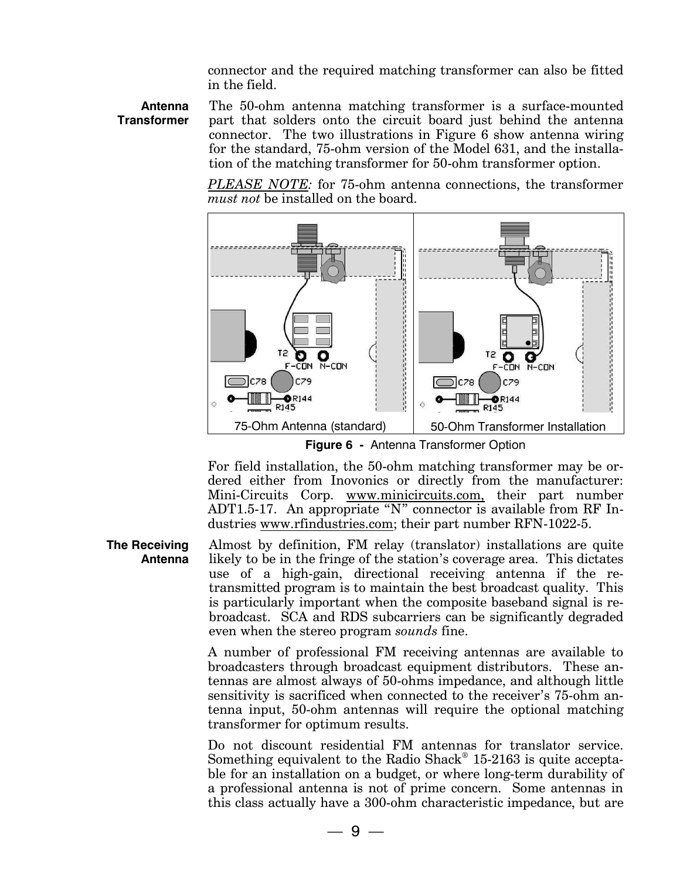connector and the required matching transformer can also be fitted in the field.

**Antenna Transformer**

The 50-ohm antenna matching transformer is a surface-mounted part that solders onto the circuit board just behind the antenna connector. The two illustrations in Figure 6 show antenna wiring for the standard, 75-ohm version of the Model 631, and the installation of the matching transformer for 50-ohm transformer option.

*PLEASE NOTE:* for 75-ohm antenna connections, the transformer *must not* be installed on the board.

75-Ohm Antenna (standard) | 50-Ohm Transformer Installation

**Figure 6 -** Antenna Transformer Option

For field installation, the 50-ohm matching transformer may be ordered either from Inovonics or directly from the manufacturer: Mini-Circuits Corp. www.minicircuits.com, their part number ADT1.5-17. An appropriate "N" connector is available from RF Industries www.rfindustries.com; their part number RFN-1022-5.

**The Receiving Antenna**

Almost by definition, FM relay (translator) installations are quite likely to be in the fringe of the station's coverage area. This dictates use of a high-gain, directional receiving antenna if the re-transmitted program is to maintain the best broadcast quality. This is particularly important when the composite baseband signal is rebroadcast. SCA and RDS subcarriers can be significantly degraded even when the stereo program *sounds* fine.

A number of professional FM receiving antennas are available to broadcasters through broadcast equipment distributors. These antennas are almost always of 50-ohms impedance, and although little sensitivity is sacrificed when connected to the receiver's 75-ohm antenna input, 50-ohm antennas will require the optional matching transformer for optimum results.

Do not discount residential FM antennas for translator service. Something equivalent to the Radio Shack® 15-2163 is quite acceptable for an installation on a budget, or where long-term durability of a professional antenna is not of prime concern. Some antennas in this class actually have a 300-ohm characteristic impedance, but are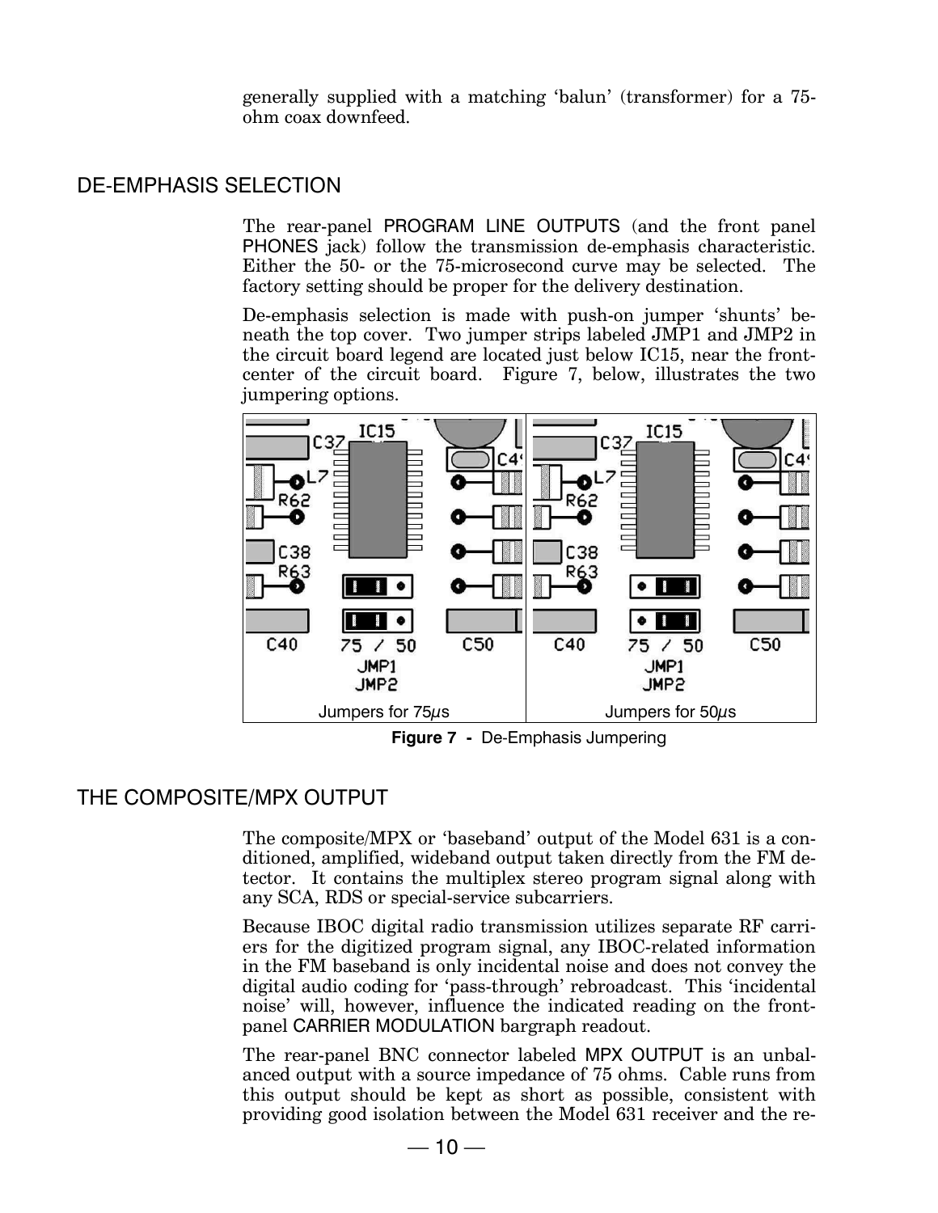generally supplied with a matching 'balun' (transformer) for a 75-ohm coax downfeed.

## DE-EMPHASIS SELECTION

The rear-panel PROGRAM LINE OUTPUTS (and the front panel PHONES jack) follow the transmission de-emphasis characteristic. Either the 50- or the 75-microsecond curve may be selected. The factory setting should be proper for the delivery destination.

De-emphasis selection is made with push-on jumper 'shunts' beneath the top cover. Two jumper strips labeled JMP1 and JMP2 in the circuit board legend are located just below IC15, near the front-center of the circuit board. Figure 7, below, illustrates the two jumpering options.

Jumpers for 75µs — Jumpers for 50µs

**Figure 7 -** De-Emphasis Jumpering

## THE COMPOSITE/MPX OUTPUT

The composite/MPX or 'baseband' output of the Model 631 is a conditioned, amplified, wideband output taken directly from the FM detector. It contains the multiplex stereo program signal along with any SCA, RDS or special-service subcarriers.

Because IBOC digital radio transmission utilizes separate RF carriers for the digitized program signal, any IBOC-related information in the FM baseband is only incidental noise and does not convey the digital audio coding for 'pass-through' rebroadcast. This 'incidental noise' will, however, influence the indicated reading on the front-panel CARRIER MODULATION bargraph readout.

The rear-panel BNC connector labeled MPX OUTPUT is an unbalanced output with a source impedance of 75 ohms. Cable runs from this output should be kept as short as possible, consistent with providing good isolation between the Model 631 receiver and the re-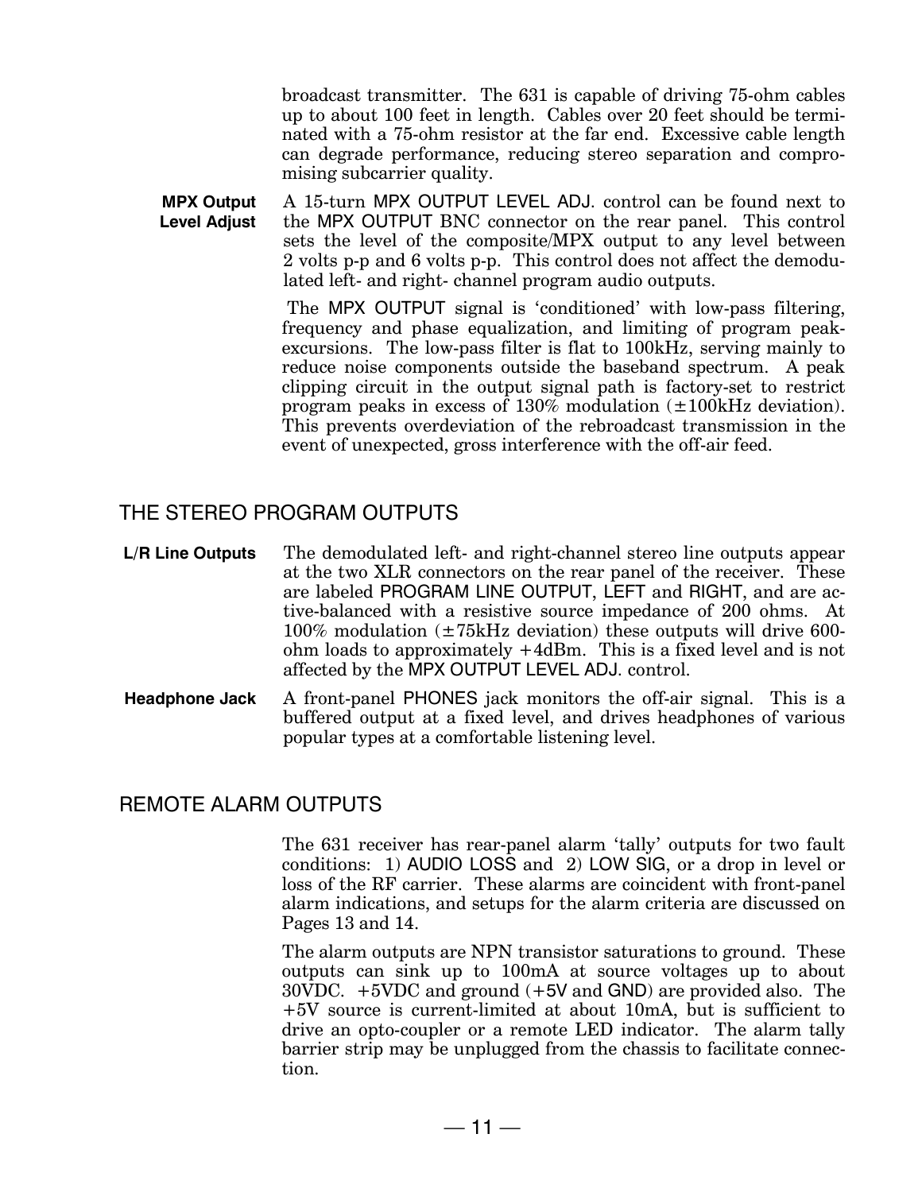broadcast transmitter. The 631 is capable of driving 75-ohm cables up to about 100 feet in length. Cables over 20 feet should be terminated with a 75-ohm resistor at the far end. Excessive cable length can degrade performance, reducing stereo separation and compromising subcarrier quality.

**MPX Output Level Adjust** A 15-turn MPX OUTPUT LEVEL ADJ. control can be found next to the MPX OUTPUT BNC connector on the rear panel. This control sets the level of the composite/MPX output to any level between 2 volts p-p and 6 volts p-p. This control does not affect the demodulated left- and right- channel program audio outputs.

The MPX OUTPUT signal is 'conditioned' with low-pass filtering, frequency and phase equalization, and limiting of program peak-excursions. The low-pass filter is flat to 100kHz, serving mainly to reduce noise components outside the baseband spectrum. A peak clipping circuit in the output signal path is factory-set to restrict program peaks in excess of 130% modulation (±100kHz deviation). This prevents overdeviation of the rebroadcast transmission in the event of unexpected, gross interference with the off-air feed.

## THE STEREO PROGRAM OUTPUTS

**L/R Line Outputs** The demodulated left- and right-channel stereo line outputs appear at the two XLR connectors on the rear panel of the receiver. These are labeled PROGRAM LINE OUTPUT, LEFT and RIGHT, and are active-balanced with a resistive source impedance of 200 ohms. At 100% modulation (±75kHz deviation) these outputs will drive 600-ohm loads to approximately +4dBm. This is a fixed level and is not affected by the MPX OUTPUT LEVEL ADJ. control.

**Headphone Jack** A front-panel PHONES jack monitors the off-air signal. This is a buffered output at a fixed level, and drives headphones of various popular types at a comfortable listening level.

## REMOTE ALARM OUTPUTS

The 631 receiver has rear-panel alarm 'tally' outputs for two fault conditions: 1) AUDIO LOSS and 2) LOW SIG, or a drop in level or loss of the RF carrier. These alarms are coincident with front-panel alarm indications, and setups for the alarm criteria are discussed on Pages 13 and 14.

The alarm outputs are NPN transistor saturations to ground. These outputs can sink up to 100mA at source voltages up to about 30VDC. +5VDC and ground (+5V and GND) are provided also. The +5V source is current-limited at about 10mA, but is sufficient to drive an opto-coupler or a remote LED indicator. The alarm tally barrier strip may be unplugged from the chassis to facilitate connection.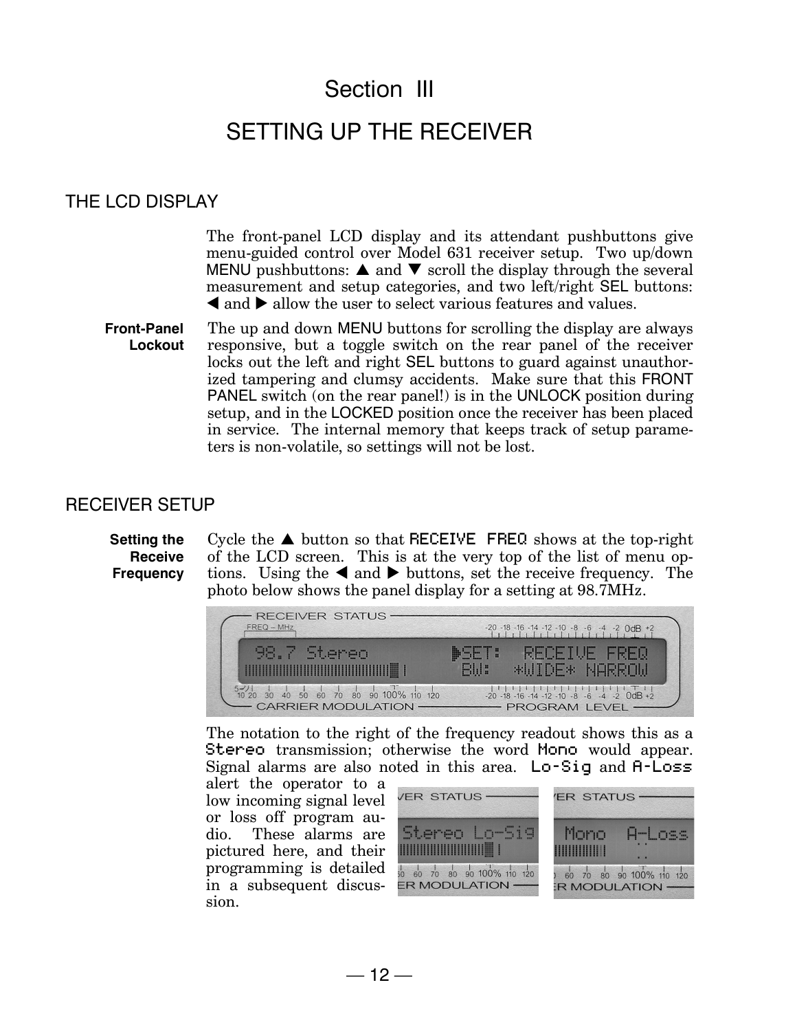# Section III

# SETTING UP THE RECEIVER

## THE LCD DISPLAY

The front-panel LCD display and its attendant pushbuttons give menu-guided control over Model 631 receiver setup. Two up/down MENU pushbuttons: ▲ and ▼ scroll the display through the several measurement and setup categories, and two left/right SEL buttons: ◀ and ▶ allow the user to select various features and values.

**Front-Panel Lockout**

The up and down MENU buttons for scrolling the display are always responsive, but a toggle switch on the rear panel of the receiver locks out the left and right SEL buttons to guard against unauthorized tampering and clumsy accidents. Make sure that this FRONT PANEL switch (on the rear panel!) is in the UNLOCK position during setup, and in the LOCKED position once the receiver has been placed in service. The internal memory that keeps track of setup parameters is non-volatile, so settings will not be lost.

## RECEIVER SETUP

**Setting the Receive Frequency**

Cycle the ▲ button so that RECEIVE FREQ shows at the top-right of the LCD screen. This is at the very top of the list of menu options. Using the ◀ and ▶ buttons, set the receive frequency. The photo below shows the panel display for a setting at 98.7MHz.

The notation to the right of the frequency readout shows this as a Stereo transmission; otherwise the word Mono would appear. Signal alarms are also noted in this area. Lo-Sig and A-Loss alert the operator to a low incoming signal level or loss off program audio. These alarms are pictured here, and their programming is detailed in a subsequent discussion.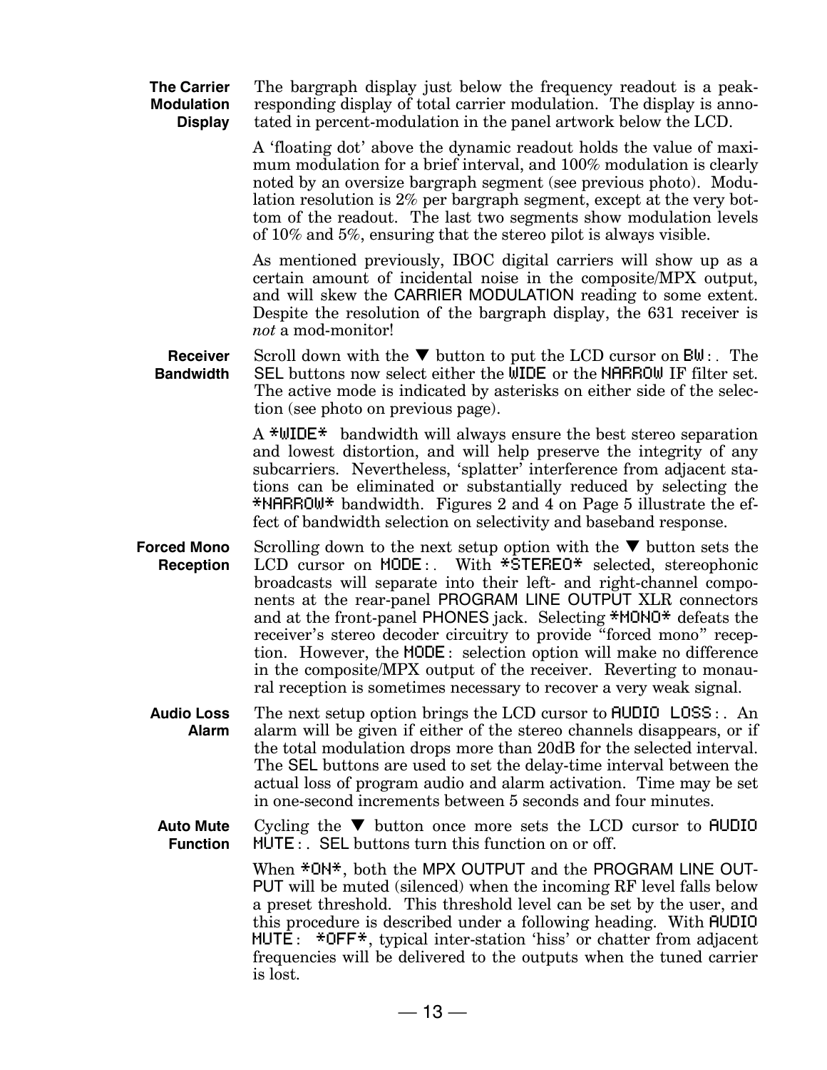### The Carrier Modulation Display

The bargraph display just below the frequency readout is a peak-responding display of total carrier modulation. The display is annotated in percent-modulation in the panel artwork below the LCD.

A 'floating dot' above the dynamic readout holds the value of maximum modulation for a brief interval, and 100% modulation is clearly noted by an oversize bargraph segment (see previous photo). Modulation resolution is 2% per bargraph segment, except at the very bottom of the readout. The last two segments show modulation levels of 10% and 5%, ensuring that the stereo pilot is always visible.

As mentioned previously, IBOC digital carriers will show up as a certain amount of incidental noise in the composite/MPX output, and will skew the CARRIER MODULATION reading to some extent. Despite the resolution of the bargraph display, the 631 receiver is *not* a mod-monitor!

### Receiver Bandwidth

Scroll down with the ▼ button to put the LCD cursor on BW:. The SEL buttons now select either the WIDE or the NARROW IF filter set. The active mode is indicated by asterisks on either side of the selection (see photo on previous page).

A *WIDE* bandwidth will always ensure the best stereo separation and lowest distortion, and will help preserve the integrity of any subcarriers. Nevertheless, 'splatter' interference from adjacent stations can be eliminated or substantially reduced by selecting the *NARROW* bandwidth. Figures 2 and 4 on Page 5 illustrate the effect of bandwidth selection on selectivity and baseband response.

### Forced Mono Reception

Scrolling down to the next setup option with the ▼ button sets the LCD cursor on MODE:. With *STEREO* selected, stereophonic broadcasts will separate into their left- and right-channel components at the rear-panel PROGRAM LINE OUTPUT XLR connectors and at the front-panel PHONES jack. Selecting *MONO* defeats the receiver's stereo decoder circuitry to provide "forced mono" reception. However, the MODE: selection option will make no difference in the composite/MPX output of the receiver. Reverting to monaural reception is sometimes necessary to recover a very weak signal.

### Audio Loss Alarm

The next setup option brings the LCD cursor to AUDIO LOSS:. An alarm will be given if either of the stereo channels disappears, or if the total modulation drops more than 20dB for the selected interval. The SEL buttons are used to set the delay-time interval between the actual loss of program audio and alarm activation. Time may be set in one-second increments between 5 seconds and four minutes.

### Auto Mute Function

Cycling the ▼ button once more sets the LCD cursor to AUDIO MUTE:. SEL buttons turn this function on or off.

When *ON*, both the MPX OUTPUT and the PROGRAM LINE OUTPUT will be muted (silenced) when the incoming RF level falls below a preset threshold. This threshold level can be set by the user, and this procedure is described under a following heading. With AUDIO MUTE: *OFF*, typical inter-station 'hiss' or chatter from adjacent frequencies will be delivered to the outputs when the tuned carrier is lost.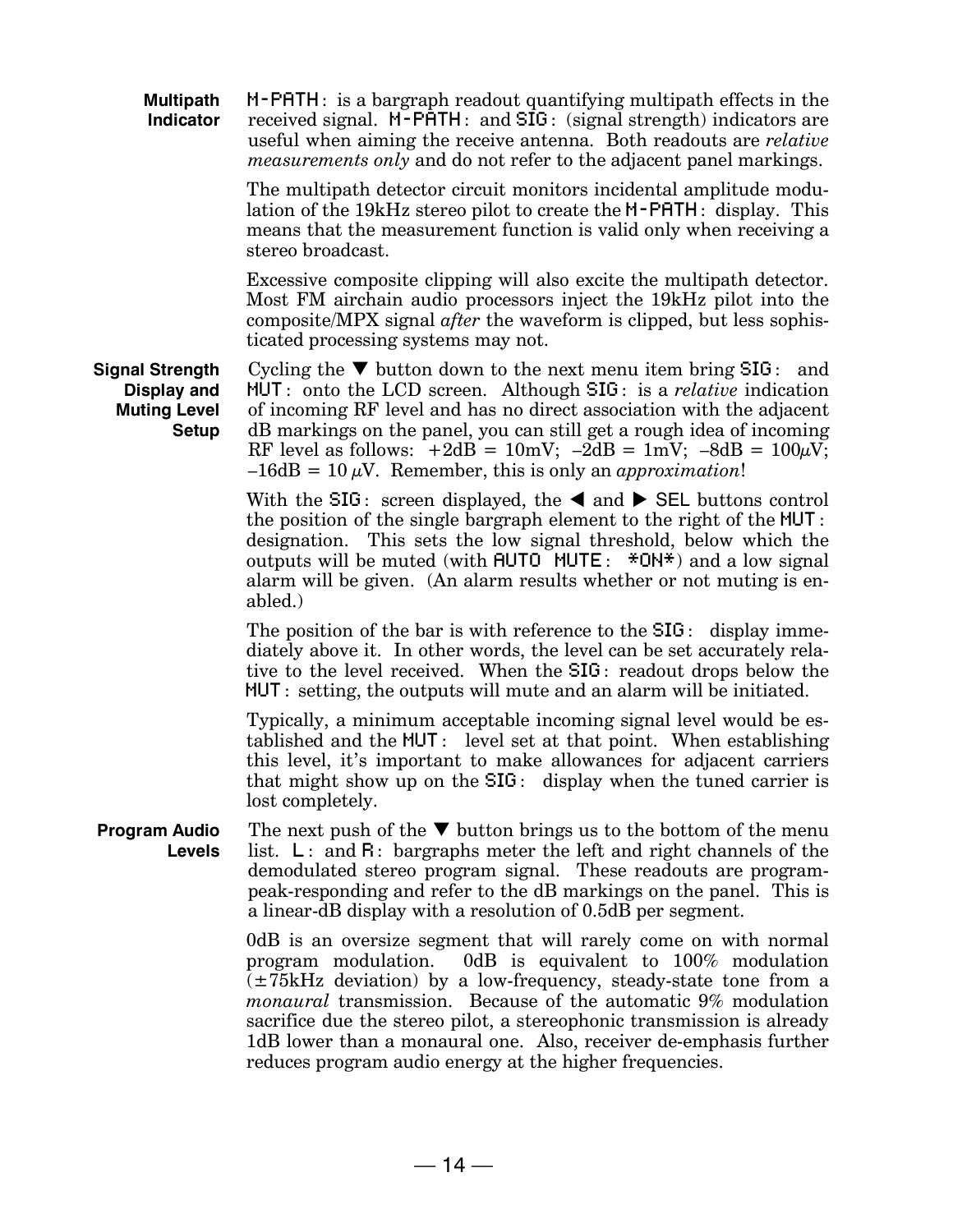### Multipath Indicator

M-PATH: is a bargraph readout quantifying multipath effects in the received signal. M-PATH: and SIG: (signal strength) indicators are useful when aiming the receive antenna. Both readouts are *relative measurements only* and do not refer to the adjacent panel markings.

The multipath detector circuit monitors incidental amplitude modulation of the 19kHz stereo pilot to create the M-PATH: display. This means that the measurement function is valid only when receiving a stereo broadcast.

Excessive composite clipping will also excite the multipath detector. Most FM airchain audio processors inject the 19kHz pilot into the composite/MPX signal *after* the waveform is clipped, but less sophisticated processing systems may not.

### Signal Strength Display and Muting Level Setup

Cycling the ▼ button down to the next menu item bring SIG: and MUT: onto the LCD screen. Although SIG: is a *relative* indication of incoming RF level and has no direct association with the adjacent dB markings on the panel, you can still get a rough idea of incoming RF level as follows: +2dB = 10mV; –2dB = 1mV; –8dB = 100μV; –16dB = 10 μV. Remember, this is only an *approximation*!

With the SIG: screen displayed, the ◀ and ▶ SEL buttons control the position of the single bargraph element to the right of the MUT: designation. This sets the low signal threshold, below which the outputs will be muted (with AUTO MUTE: *ON*) and a low signal alarm will be given. (An alarm results whether or not muting is enabled.)

The position of the bar is with reference to the SIG: display immediately above it. In other words, the level can be set accurately relative to the level received. When the SIG: readout drops below the MUT: setting, the outputs will mute and an alarm will be initiated.

Typically, a minimum acceptable incoming signal level would be established and the MUT: level set at that point. When establishing this level, it's important to make allowances for adjacent carriers that might show up on the SIG: display when the tuned carrier is lost completely.

### Program Audio Levels

The next push of the ▼ button brings us to the bottom of the menu list. L: and R: bargraphs meter the left and right channels of the demodulated stereo program signal. These readouts are program-peak-responding and refer to the dB markings on the panel. This is a linear-dB display with a resolution of 0.5dB per segment.

0dB is an oversize segment that will rarely come on with normal program modulation. 0dB is equivalent to 100% modulation (±75kHz deviation) by a low-frequency, steady-state tone from a *monaural* transmission. Because of the automatic 9% modulation sacrifice due the stereo pilot, a stereophonic transmission is already 1dB lower than a monaural one. Also, receiver de-emphasis further reduces program audio energy at the higher frequencies.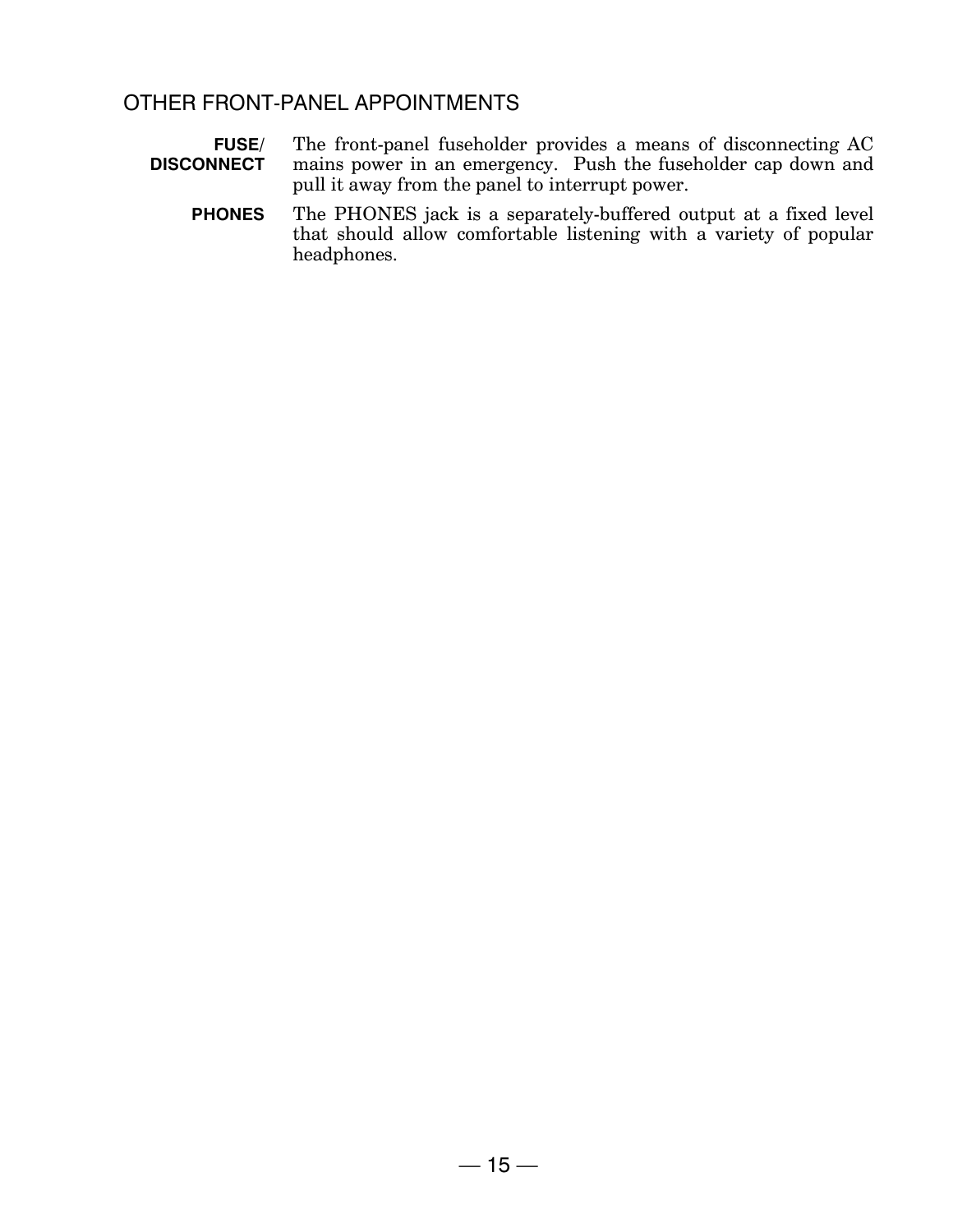## OTHER FRONT-PANEL APPOINTMENTS

**FUSE/ DISCONNECT** The front-panel fuseholder provides a means of disconnecting AC mains power in an emergency. Push the fuseholder cap down and pull it away from the panel to interrupt power.

**PHONES** The PHONES jack is a separately-buffered output at a fixed level that should allow comfortable listening with a variety of popular headphones.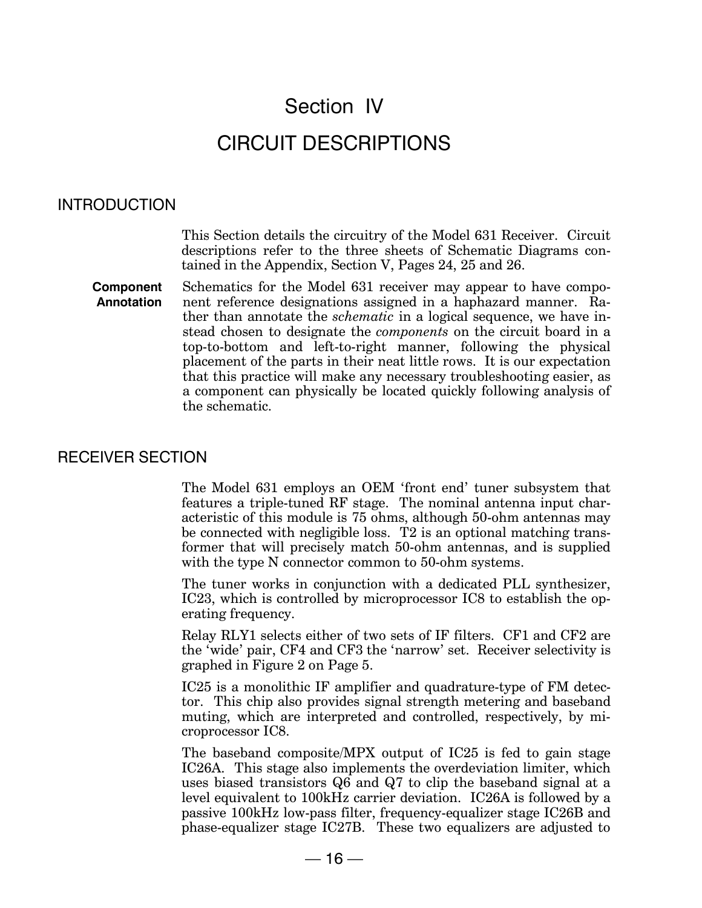# Section IV

# CIRCUIT DESCRIPTIONS

## INTRODUCTION

This Section details the circuitry of the Model 631 Receiver. Circuit descriptions refer to the three sheets of Schematic Diagrams contained in the Appendix, Section V, Pages 24, 25 and 26.

**Component Annotation**

Schematics for the Model 631 receiver may appear to have component reference designations assigned in a haphazard manner. Rather than annotate the *schematic* in a logical sequence, we have instead chosen to designate the *components* on the circuit board in a top-to-bottom and left-to-right manner, following the physical placement of the parts in their neat little rows. It is our expectation that this practice will make any necessary troubleshooting easier, as a component can physically be located quickly following analysis of the schematic.

## RECEIVER SECTION

The Model 631 employs an OEM 'front end' tuner subsystem that features a triple-tuned RF stage. The nominal antenna input characteristic of this module is 75 ohms, although 50-ohm antennas may be connected with negligible loss. T2 is an optional matching transformer that will precisely match 50-ohm antennas, and is supplied with the type N connector common to 50-ohm systems.

The tuner works in conjunction with a dedicated PLL synthesizer, IC23, which is controlled by microprocessor IC8 to establish the operating frequency.

Relay RLY1 selects either of two sets of IF filters. CF1 and CF2 are the 'wide' pair, CF4 and CF3 the 'narrow' set. Receiver selectivity is graphed in Figure 2 on Page 5.

IC25 is a monolithic IF amplifier and quadrature-type of FM detector. This chip also provides signal strength metering and baseband muting, which are interpreted and controlled, respectively, by microprocessor IC8.

The baseband composite/MPX output of IC25 is fed to gain stage IC26A. This stage also implements the overdeviation limiter, which uses biased transistors Q6 and Q7 to clip the baseband signal at a level equivalent to 100kHz carrier deviation. IC26A is followed by a passive 100kHz low-pass filter, frequency-equalizer stage IC26B and phase-equalizer stage IC27B. These two equalizers are adjusted to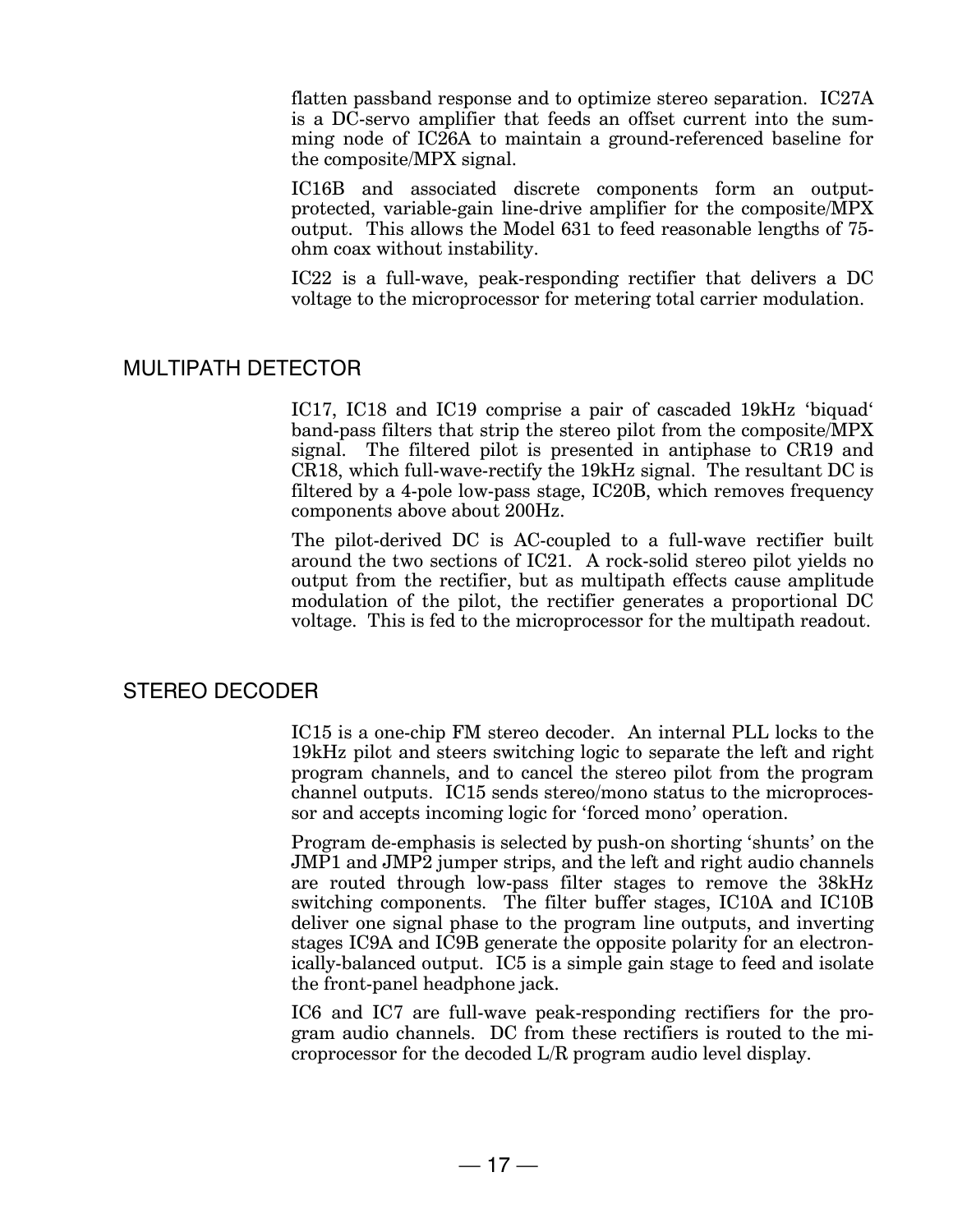flatten passband response and to optimize stereo separation. IC27A is a DC-servo amplifier that feeds an offset current into the summing node of IC26A to maintain a ground-referenced baseline for the composite/MPX signal.

IC16B and associated discrete components form an output-protected, variable-gain line-drive amplifier for the composite/MPX output. This allows the Model 631 to feed reasonable lengths of 75-ohm coax without instability.

IC22 is a full-wave, peak-responding rectifier that delivers a DC voltage to the microprocessor for metering total carrier modulation.

## MULTIPATH DETECTOR

IC17, IC18 and IC19 comprise a pair of cascaded 19kHz 'biquad' band-pass filters that strip the stereo pilot from the composite/MPX signal. The filtered pilot is presented in antiphase to CR19 and CR18, which full-wave-rectify the 19kHz signal. The resultant DC is filtered by a 4-pole low-pass stage, IC20B, which removes frequency components above about 200Hz.

The pilot-derived DC is AC-coupled to a full-wave rectifier built around the two sections of IC21. A rock-solid stereo pilot yields no output from the rectifier, but as multipath effects cause amplitude modulation of the pilot, the rectifier generates a proportional DC voltage. This is fed to the microprocessor for the multipath readout.

## STEREO DECODER

IC15 is a one-chip FM stereo decoder. An internal PLL locks to the 19kHz pilot and steers switching logic to separate the left and right program channels, and to cancel the stereo pilot from the program channel outputs. IC15 sends stereo/mono status to the microprocessor and accepts incoming logic for 'forced mono' operation.

Program de-emphasis is selected by push-on shorting 'shunts' on the JMP1 and JMP2 jumper strips, and the left and right audio channels are routed through low-pass filter stages to remove the 38kHz switching components. The filter buffer stages, IC10A and IC10B deliver one signal phase to the program line outputs, and inverting stages IC9A and IC9B generate the opposite polarity for an electronically-balanced output. IC5 is a simple gain stage to feed and isolate the front-panel headphone jack.

IC6 and IC7 are full-wave peak-responding rectifiers for the program audio channels. DC from these rectifiers is routed to the microprocessor for the decoded L/R program audio level display.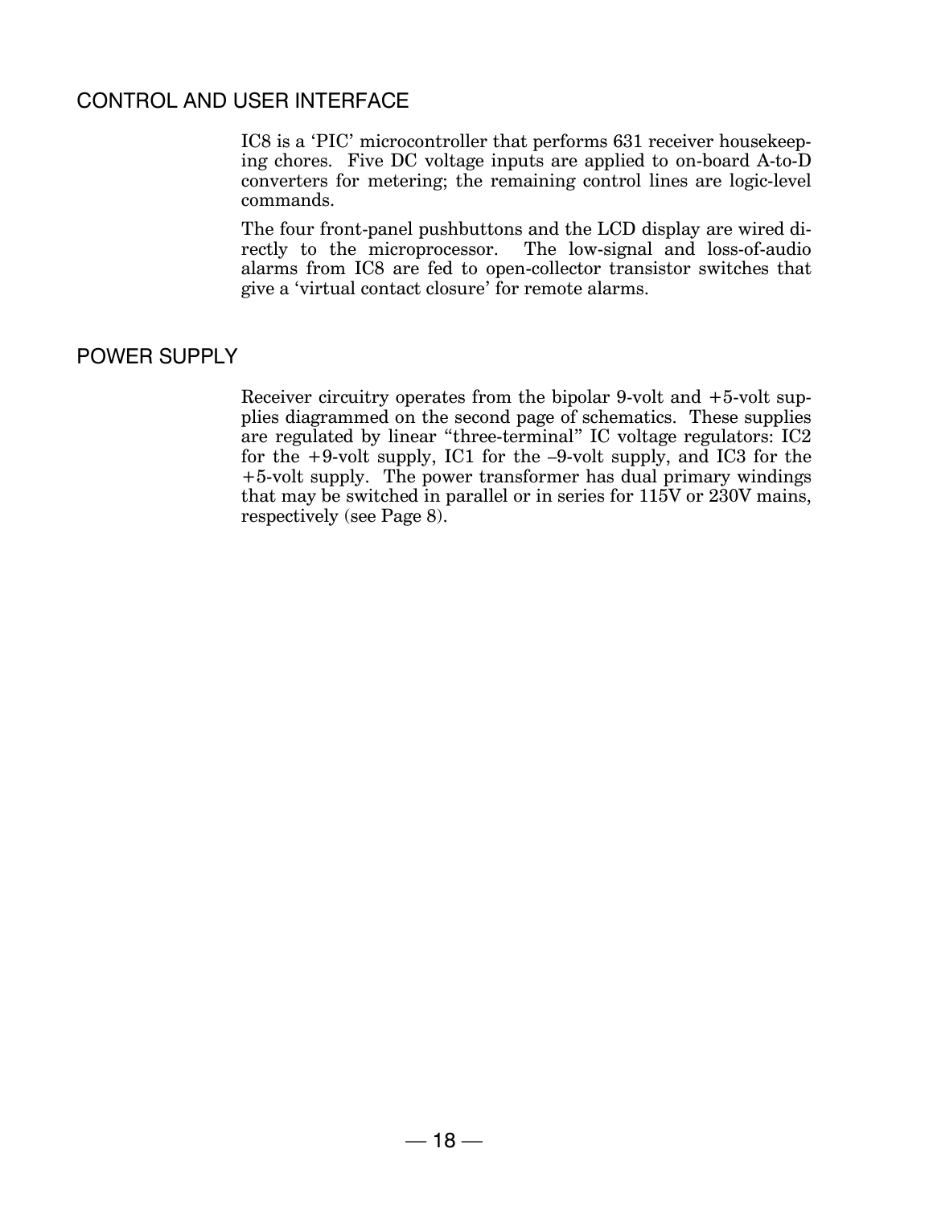## CONTROL AND USER INTERFACE

IC8 is a 'PIC' microcontroller that performs 631 receiver housekeeping chores. Five DC voltage inputs are applied to on-board A-to-D converters for metering; the remaining control lines are logic-level commands.

The four front-panel pushbuttons and the LCD display are wired directly to the microprocessor. The low-signal and loss-of-audio alarms from IC8 are fed to open-collector transistor switches that give a 'virtual contact closure' for remote alarms.

## POWER SUPPLY

Receiver circuitry operates from the bipolar 9-volt and +5-volt supplies diagrammed on the second page of schematics. These supplies are regulated by linear "three-terminal" IC voltage regulators: IC2 for the +9-volt supply, IC1 for the –9-volt supply, and IC3 for the +5-volt supply. The power transformer has dual primary windings that may be switched in parallel or in series for 115V or 230V mains, respectively (see Page 8).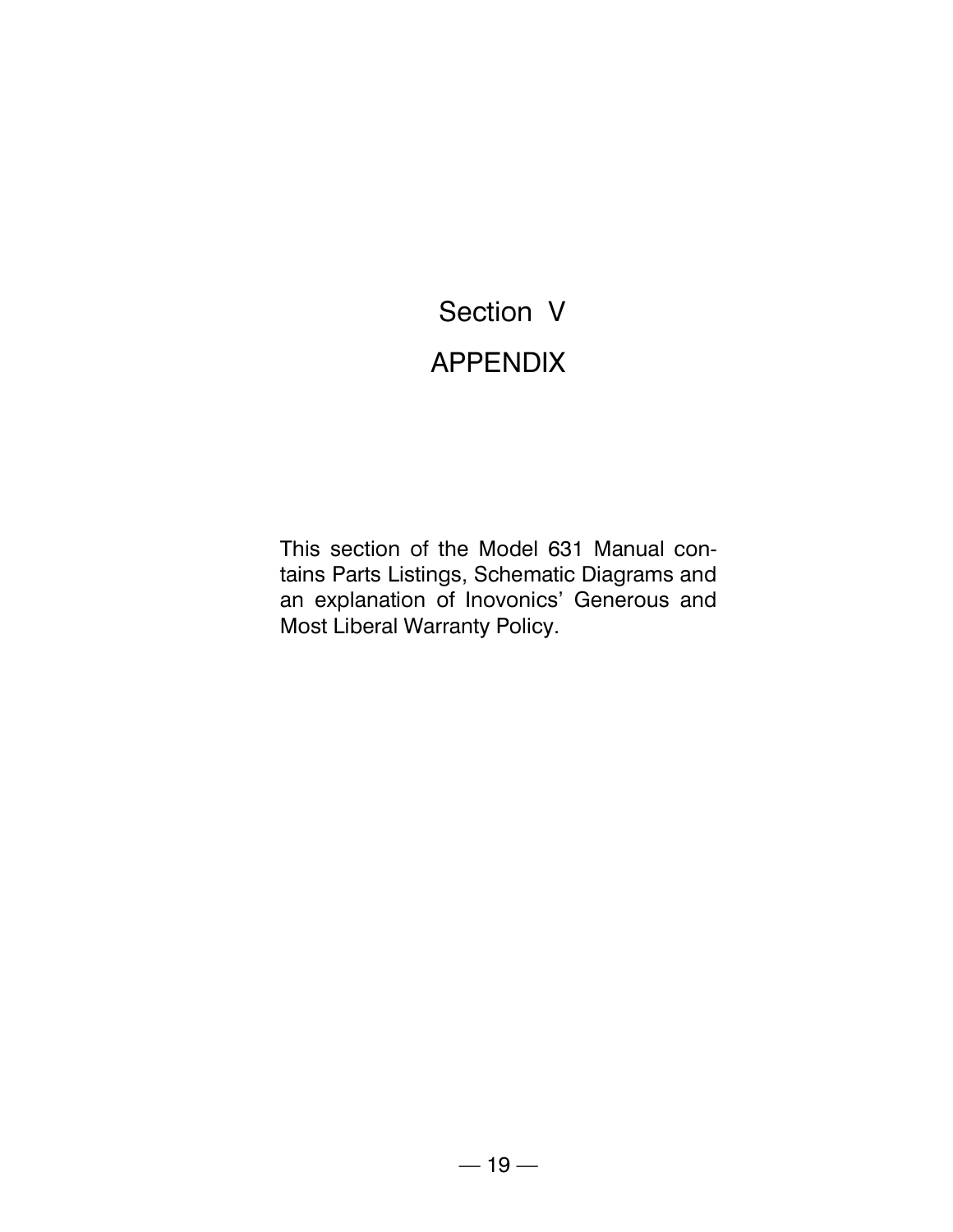# Section V

# APPENDIX

This section of the Model 631 Manual contains Parts Listings, Schematic Diagrams and an explanation of Inovonics' Generous and Most Liberal Warranty Policy.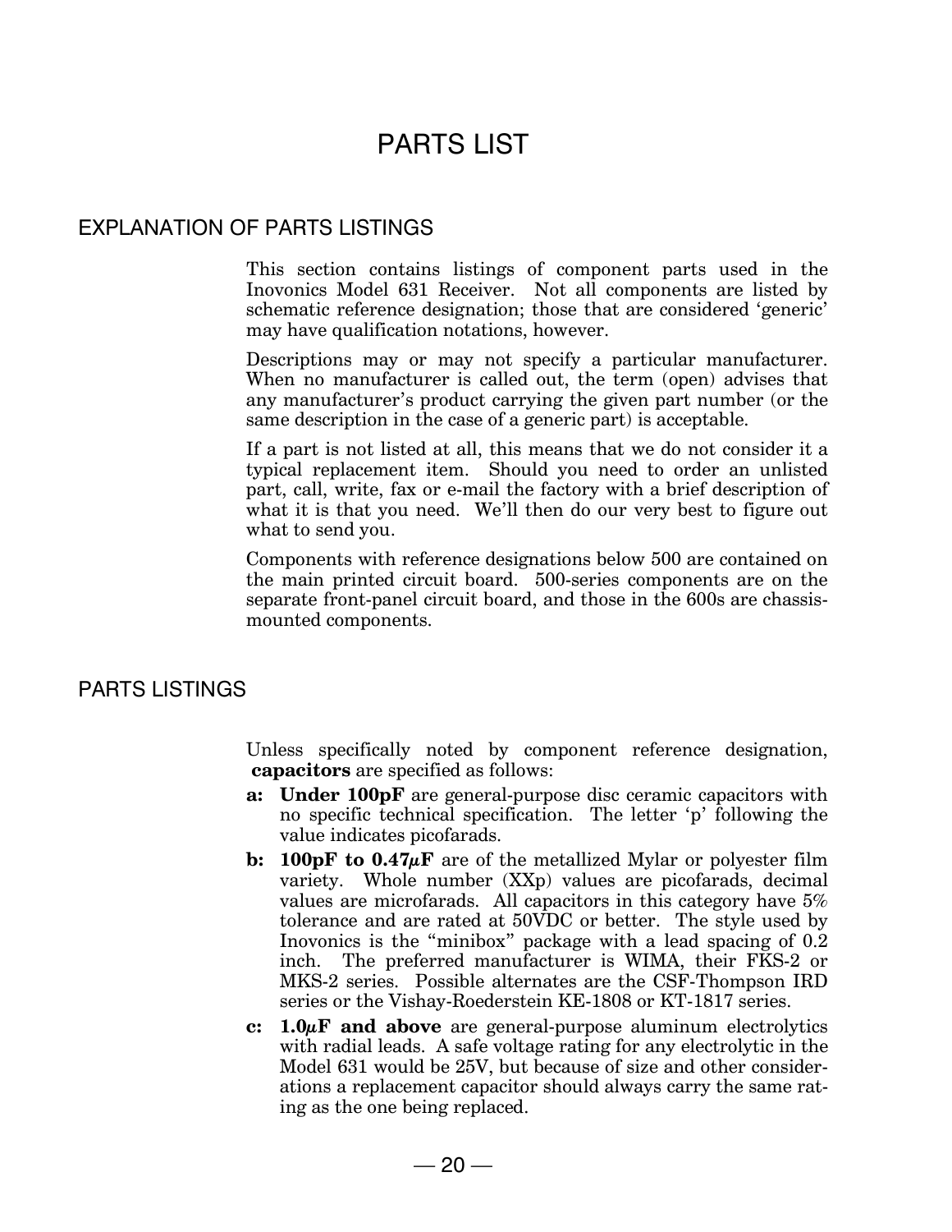# PARTS LIST

## EXPLANATION OF PARTS LISTINGS

This section contains listings of component parts used in the Inovonics Model 631 Receiver. Not all components are listed by schematic reference designation; those that are considered 'generic' may have qualification notations, however.

Descriptions may or may not specify a particular manufacturer. When no manufacturer is called out, the term (open) advises that any manufacturer's product carrying the given part number (or the same description in the case of a generic part) is acceptable.

If a part is not listed at all, this means that we do not consider it a typical replacement item. Should you need to order an unlisted part, call, write, fax or e-mail the factory with a brief description of what it is that you need. We'll then do our very best to figure out what to send you.

Components with reference designations below 500 are contained on the main printed circuit board. 500-series components are on the separate front-panel circuit board, and those in the 600s are chassis-mounted components.

## PARTS LISTINGS

Unless specifically noted by component reference designation, **capacitors** are specified as follows:

**a: Under 100pF** are general-purpose disc ceramic capacitors with no specific technical specification. The letter 'p' following the value indicates picofarads.

**b: 100pF to 0.47µF** are of the metallized Mylar or polyester film variety. Whole number (XXp) values are picofarads, decimal values are microfarads. All capacitors in this category have 5% tolerance and are rated at 50VDC or better. The style used by Inovonics is the "minibox" package with a lead spacing of 0.2 inch. The preferred manufacturer is WIMA, their FKS-2 or MKS-2 series. Possible alternates are the CSF-Thompson IRD series or the Vishay-Roederstein KE-1808 or KT-1817 series.

**c: 1.0µF and above** are general-purpose aluminum electrolytics with radial leads. A safe voltage rating for any electrolytic in the Model 631 would be 25V, but because of size and other considerations a replacement capacitor should always carry the same rating as the one being replaced.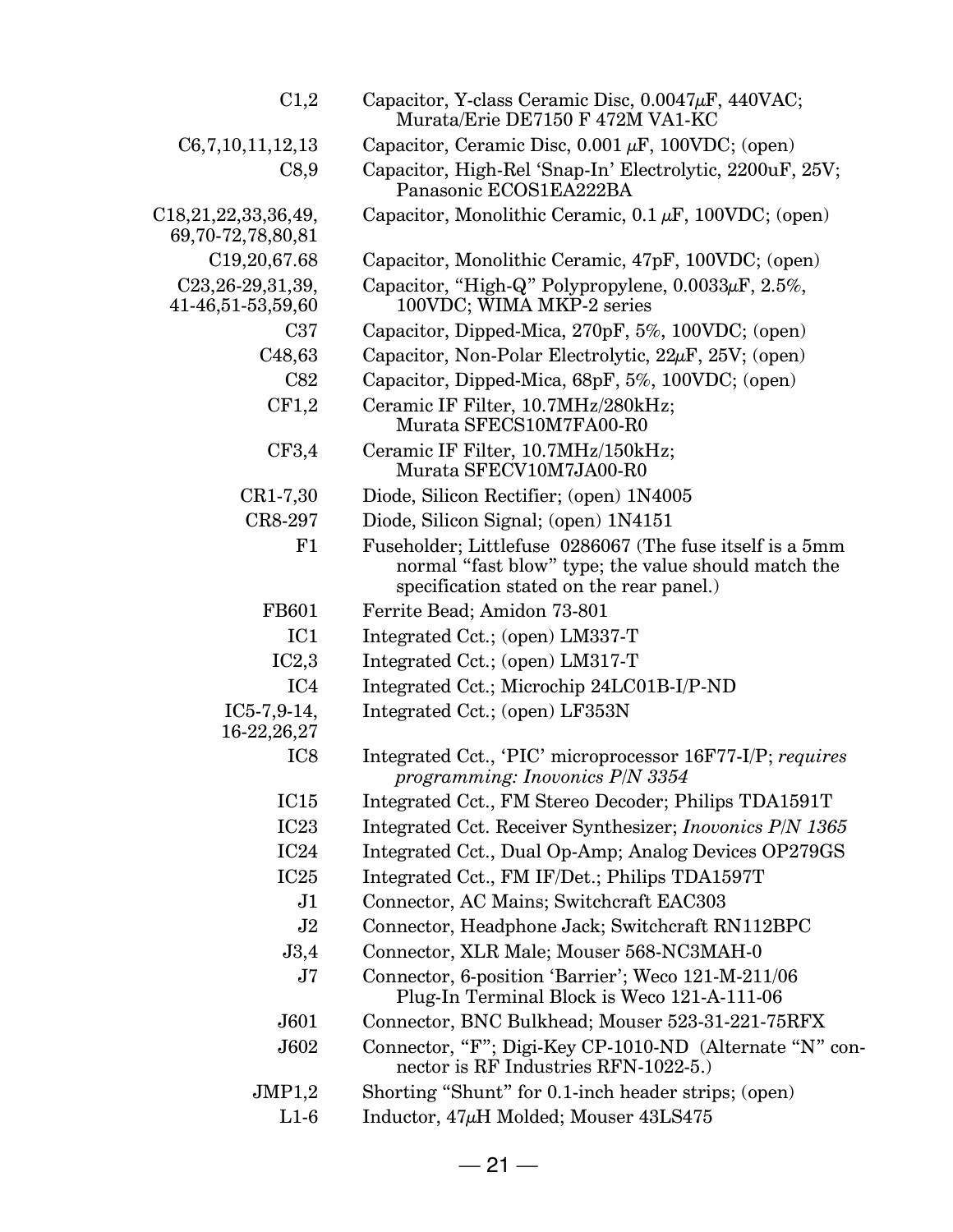| | |
|---|---|
| C1,2 | Capacitor, Y-class Ceramic Disc, 0.0047$\mu$F, 440VAC; Murata/Erie DE7150 F 472M VA1-KC |
| C6,7,10,11,12,13 | Capacitor, Ceramic Disc, 0.001 $\mu$F, 100VDC; (open) |
| C8,9 | Capacitor, High-Rel 'Snap-In' Electrolytic, 2200uF, 25V; Panasonic ECOS1EA222BA |
| C18,21,22,33,36,49, 69,70-72,78,80,81 | Capacitor, Monolithic Ceramic, 0.1 $\mu$F, 100VDC; (open) |
| C19,20,67.68 | Capacitor, Monolithic Ceramic, 47pF, 100VDC; (open) |
| C23,26-29,31,39, 41-46,51-53,59,60 | Capacitor, "High-Q" Polypropylene, 0.0033$\mu$F, 2.5%, 100VDC; WIMA MKP-2 series |
| C37 | Capacitor, Dipped-Mica, 270pF, 5%, 100VDC; (open) |
| C48,63 | Capacitor, Non-Polar Electrolytic, 22$\mu$F, 25V; (open) |
| C82 | Capacitor, Dipped-Mica, 68pF, 5%, 100VDC; (open) |
| CF1,2 | Ceramic IF Filter, 10.7MHz/280kHz; Murata SFECS10M7FA00-R0 |
| CF3,4 | Ceramic IF Filter, 10.7MHz/150kHz; Murata SFECV10M7JA00-R0 |
| CR1-7,30 | Diode, Silicon Rectifier; (open) 1N4005 |
| CR8-297 | Diode, Silicon Signal; (open) 1N4151 |
| F1 | Fuseholder; Littlefuse 0286067 (The fuse itself is a 5mm normal "fast blow" type; the value should match the specification stated on the rear panel.) |
| FB601 | Ferrite Bead; Amidon 73-801 |
| IC1 | Integrated Cct.; (open) LM337-T |
| IC2,3 | Integrated Cct.; (open) LM317-T |
| IC4 | Integrated Cct.; Microchip 24LC01B-I/P-ND |
| IC5-7,9-14, 16-22,26,27 | Integrated Cct.; (open) LF353N |
| IC8 | Integrated Cct., 'PIC' microprocessor 16F77-I/P; *requires programming: Inovonics P/N 3354* |
| IC15 | Integrated Cct., FM Stereo Decoder; Philips TDA1591T |
| IC23 | Integrated Cct. Receiver Synthesizer; *Inovonics P/N 1365* |
| IC24 | Integrated Cct., Dual Op-Amp; Analog Devices OP279GS |
| IC25 | Integrated Cct., FM IF/Det.; Philips TDA1597T |
| J1 | Connector, AC Mains; Switchcraft EAC303 |
| J2 | Connector, Headphone Jack; Switchcraft RN112BPC |
| J3,4 | Connector, XLR Male; Mouser 568-NC3MAH-0 |
| J7 | Connector, 6-position 'Barrier'; Weco 121-M-211/06 Plug-In Terminal Block is Weco 121-A-111-06 |
| J601 | Connector, BNC Bulkhead; Mouser 523-31-221-75RFX |
| J602 | Connector, "F"; Digi-Key CP-1010-ND (Alternate "N" connector is RF Industries RFN-1022-5.) |
| JMP1,2 | Shorting "Shunt" for 0.1-inch header strips; (open) |
| L1-6 | Inductor, 47$\mu$H Molded; Mouser 43LS475 |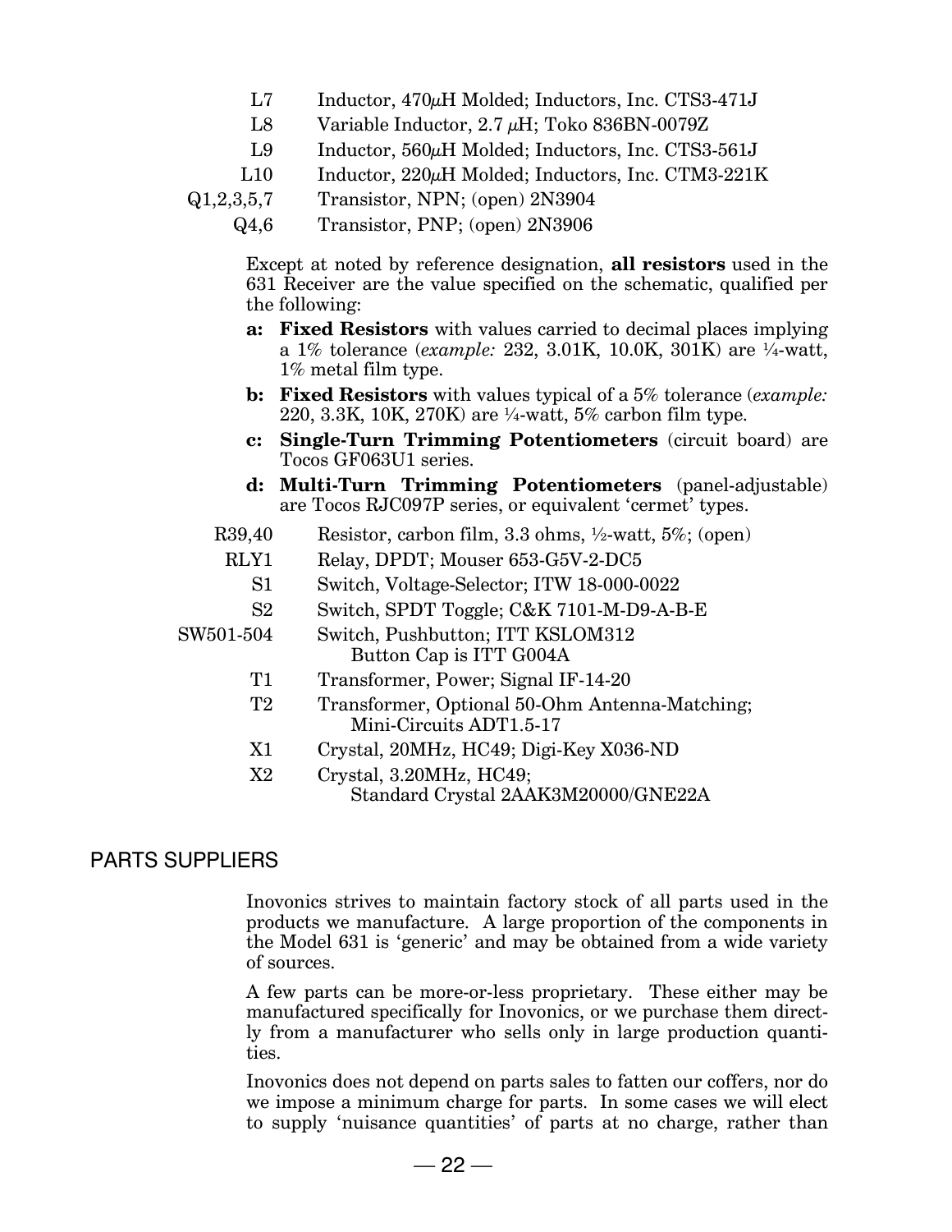| | |
|---|---|
| L7 | Inductor, 470µH Molded; Inductors, Inc. CTS3-471J |
| L8 | Variable Inductor, 2.7 µH; Toko 836BN-0079Z |
| L9 | Inductor, 560µH Molded; Inductors, Inc. CTS3-561J |
| L10 | Inductor, 220µH Molded; Inductors, Inc. CTM3-221K |
| Q1,2,3,5,7 | Transistor, NPN; (open) 2N3904 |
| Q4,6 | Transistor, PNP; (open) 2N3906 |

Except at noted by reference designation, **all resistors** used in the 631 Receiver are the value specified on the schematic, qualified per the following:

- **a: Fixed Resistors** with values carried to decimal places implying a 1% tolerance (*example:* 232, 3.01K, 10.0K, 301K) are ¼-watt, 1% metal film type.
- **b: Fixed Resistors** with values typical of a 5% tolerance (*example:* 220, 3.3K, 10K, 270K) are ¼-watt, 5% carbon film type.
- **c: Single-Turn Trimming Potentiometers** (circuit board) are Tocos GF063U1 series.
- **d: Multi-Turn Trimming Potentiometers** (panel-adjustable) are Tocos RJC097P series, or equivalent 'cermet' types.

| | |
|---|---|
| R39,40 | Resistor, carbon film, 3.3 ohms, ½-watt, 5%; (open) |
| RLY1 | Relay, DPDT; Mouser 653-G5V-2-DC5 |
| S1 | Switch, Voltage-Selector; ITW 18-000-0022 |
| S2 | Switch, SPDT Toggle; C&K 7101-M-D9-A-B-E |
| SW501-504 | Switch, Pushbutton; ITT KSLOM312<br>Button Cap is ITT G004A |
| T1 | Transformer, Power; Signal IF-14-20 |
| T2 | Transformer, Optional 50-Ohm Antenna-Matching;<br>Mini-Circuits ADT1.5-17 |
| X1 | Crystal, 20MHz, HC49; Digi-Key X036-ND |
| X2 | Crystal, 3.20MHz, HC49;<br>Standard Crystal 2AAK3M20000/GNE22A |

## PARTS SUPPLIERS

Inovonics strives to maintain factory stock of all parts used in the products we manufacture. A large proportion of the components in the Model 631 is 'generic' and may be obtained from a wide variety of sources.

A few parts can be more-or-less proprietary. These either may be manufactured specifically for Inovonics, or we purchase them directly from a manufacturer who sells only in large production quantities.

Inovonics does not depend on parts sales to fatten our coffers, nor do we impose a minimum charge for parts. In some cases we will elect to supply 'nuisance quantities' of parts at no charge, rather than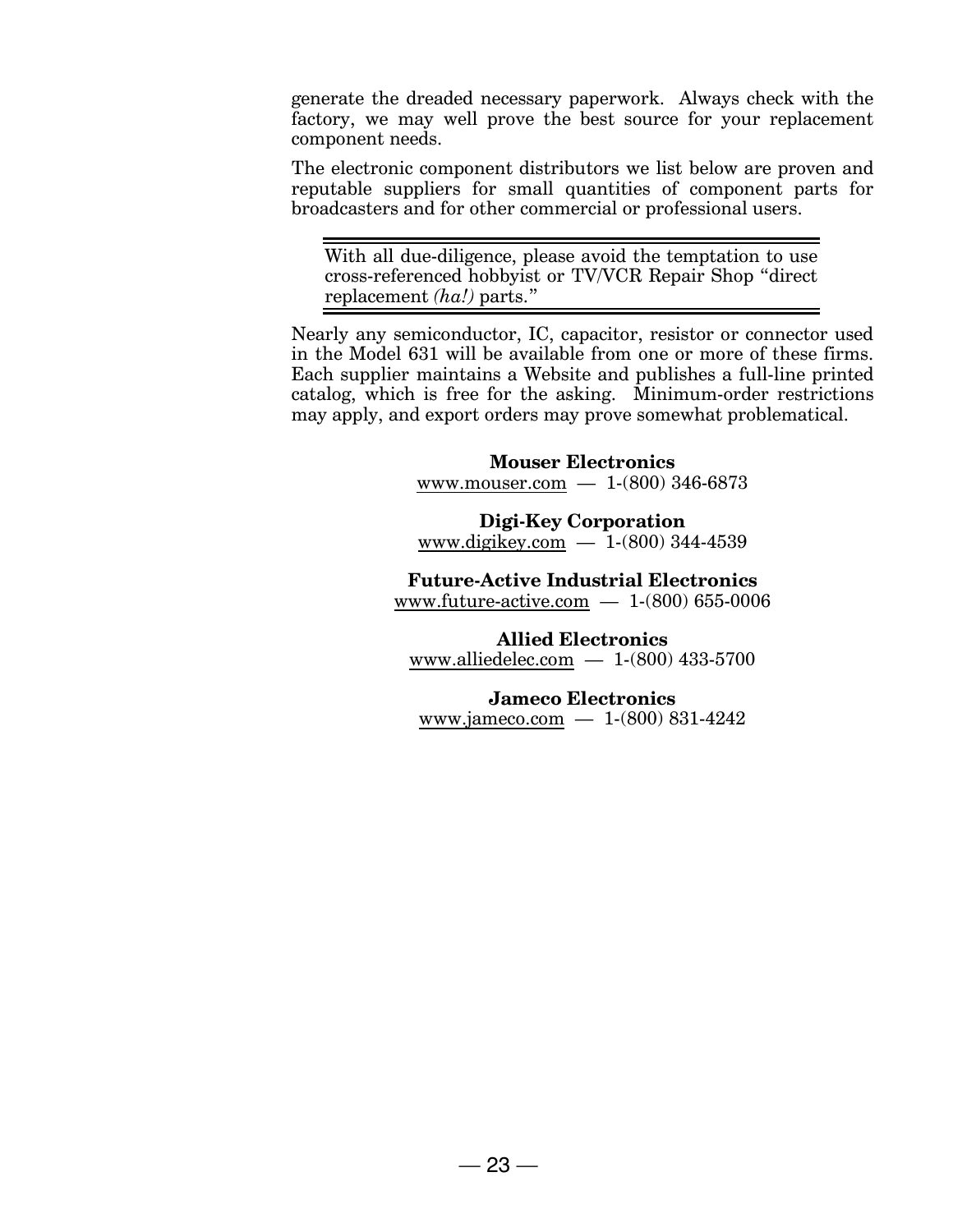generate the dreaded necessary paperwork. Always check with the factory, we may well prove the best source for your replacement component needs.

The electronic component distributors we list below are proven and reputable suppliers for small quantities of component parts for broadcasters and for other commercial or professional users.

> With all due-diligence, please avoid the temptation to use cross-referenced hobbyist or TV/VCR Repair Shop "direct replacement *(ha!)* parts."

Nearly any semiconductor, IC, capacitor, resistor or connector used in the Model 631 will be available from one or more of these firms. Each supplier maintains a Website and publishes a full-line printed catalog, which is free for the asking. Minimum-order restrictions may apply, and export orders may prove somewhat problematical.

**Mouser Electronics**
www.mouser.com — 1-(800) 346-6873

**Digi-Key Corporation**
www.digikey.com — 1-(800) 344-4539

**Future-Active Industrial Electronics**
www.future-active.com — 1-(800) 655-0006

**Allied Electronics**
www.alliedelec.com — 1-(800) 433-5700

**Jameco Electronics**
www.jameco.com — 1-(800) 831-4242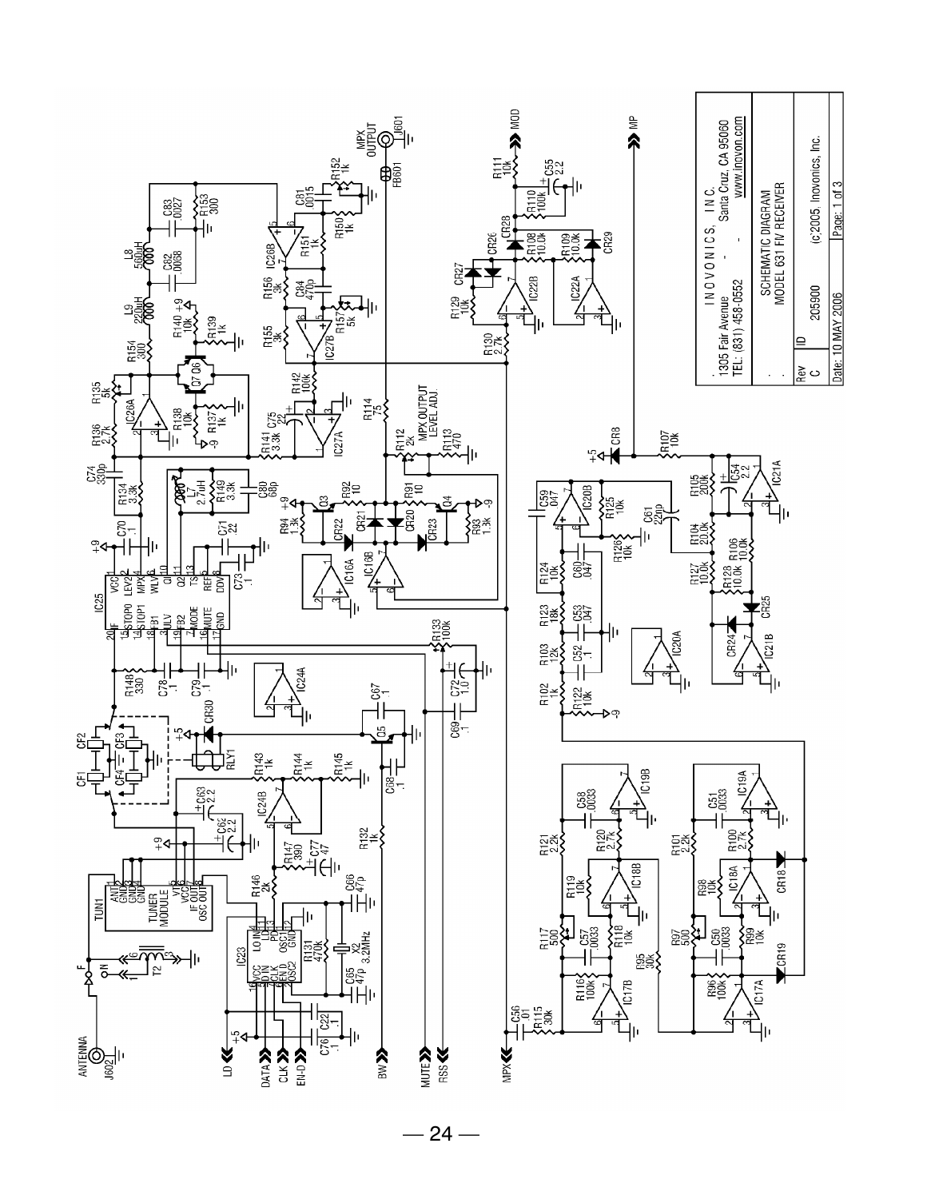INOVONICS, INC.
1305 Fair Avenue - Santa Cruz, CA 95060
TEL: (831) 458-0552 - www.inovonics.com

SCHEMATIC DIAGRAM
MODEL 631 FM RECEIVER

| Rev | ID | |
|---|---|---|
| C | 205900 | (c)2005, Inovonics, Inc. |
| Date: 10 MAY 2006 | | Page: 1 of 3 |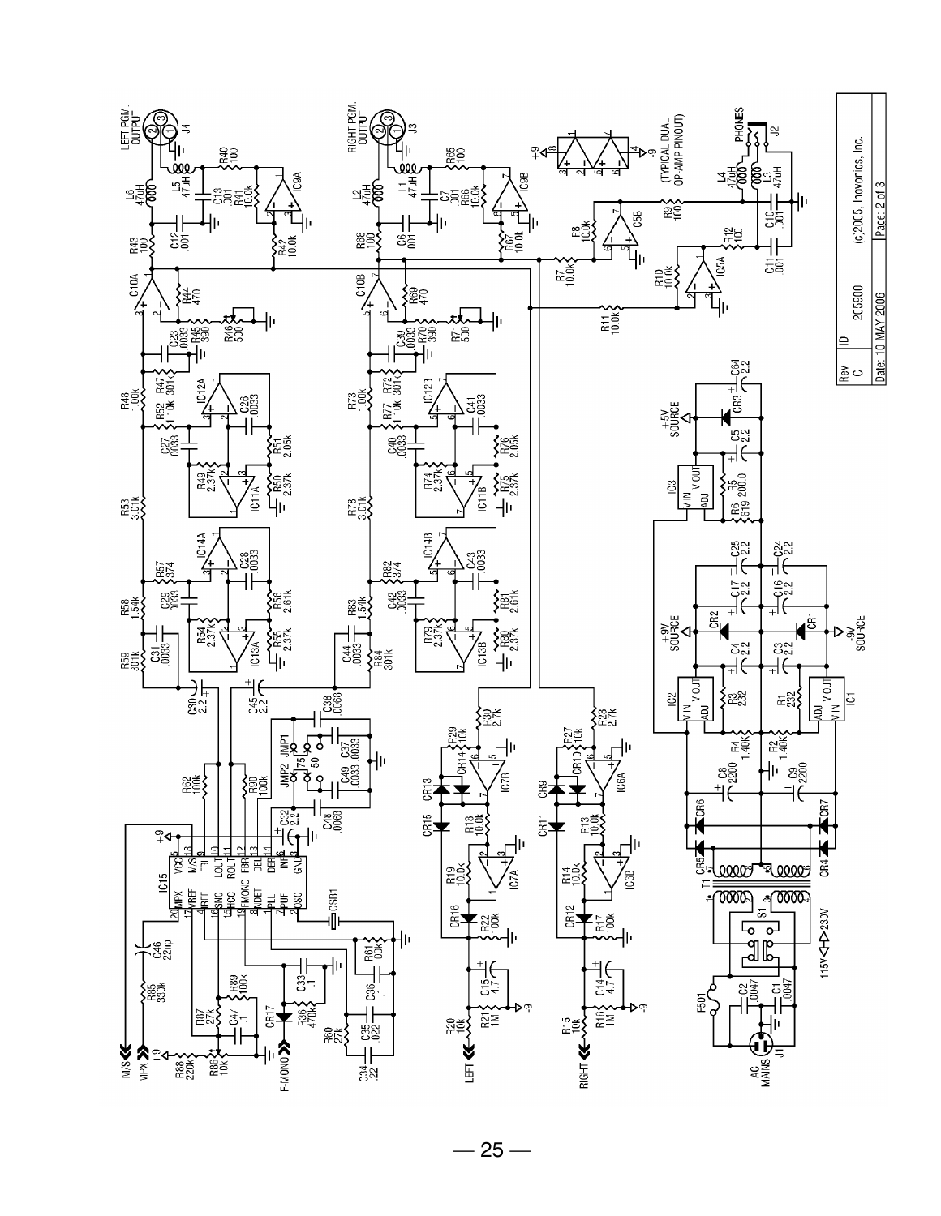| Rev | ID | |
|---|---|---|
| C | 205900 | (c)2005, Inovonics, Inc. |
| Date: 10 MAY 2006 | | Page: 2 of 3 |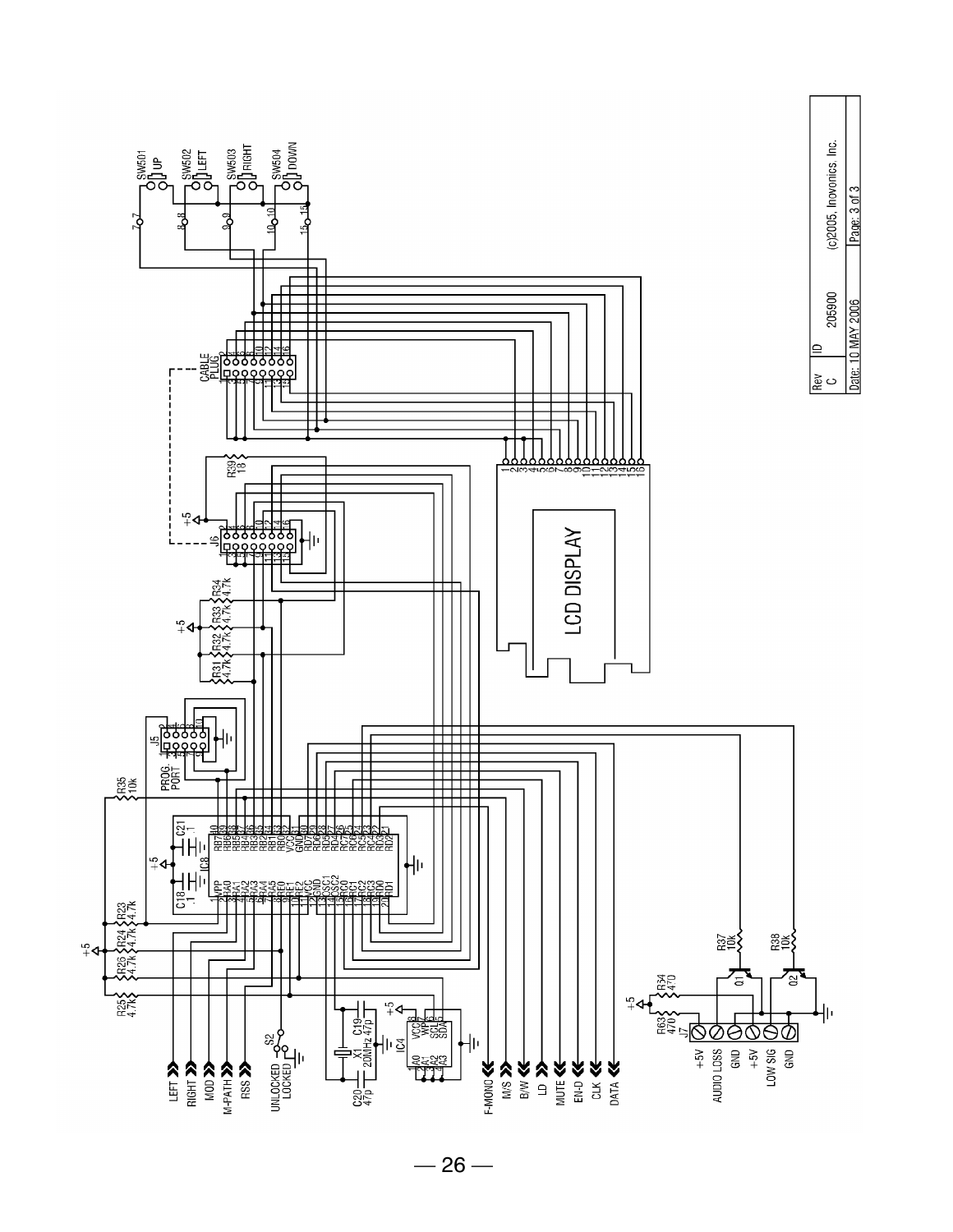| Rev | ID | |
| --- | --- | --- |
| C | 205900 | (c)2005, Inovonics, Inc. |
| Date: 10 MAY 2006 | | Page: 3 of 3 |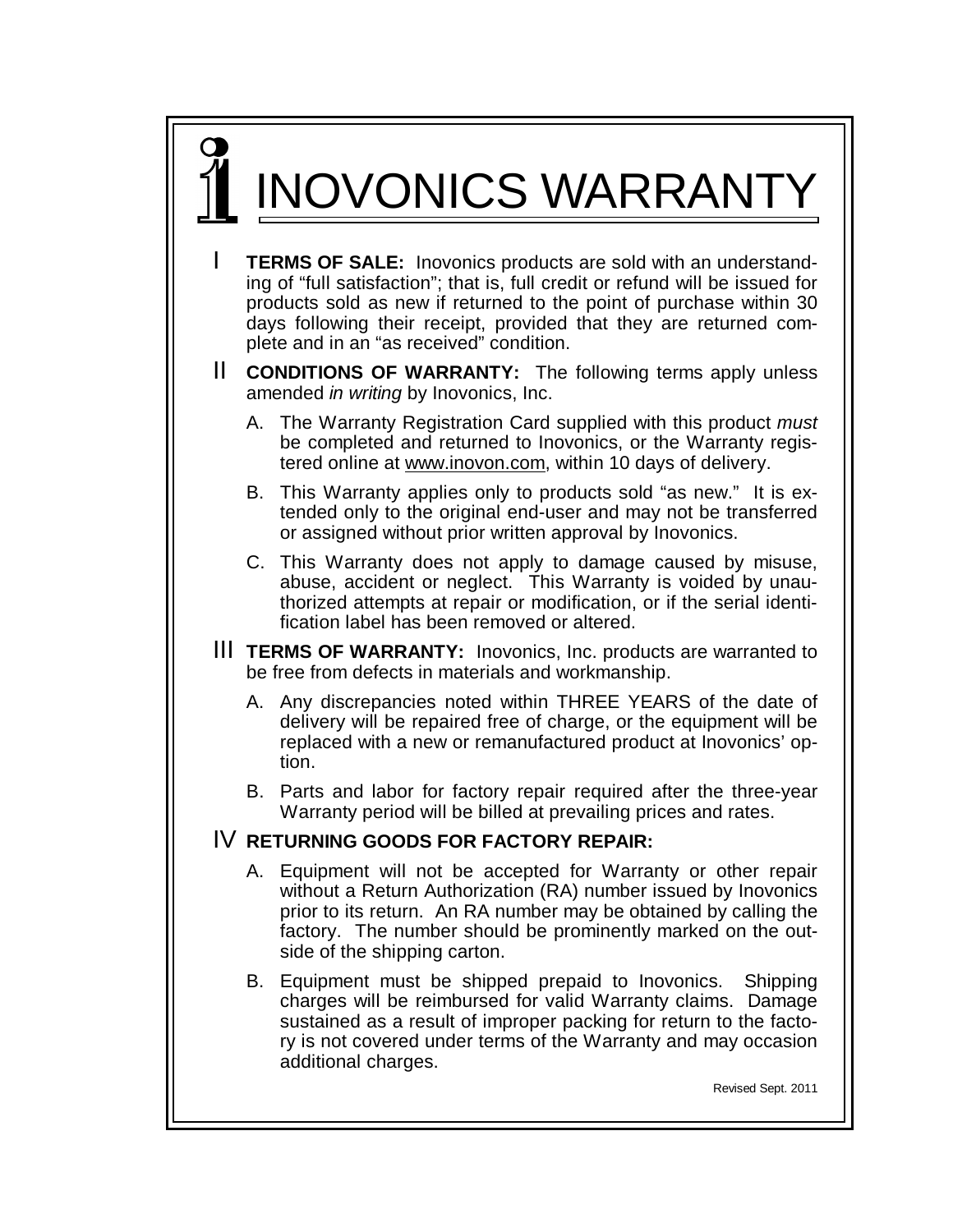# INOVONICS WARRANTY

I **TERMS OF SALE:** Inovonics products are sold with an understanding of "full satisfaction"; that is, full credit or refund will be issued for products sold as new if returned to the point of purchase within 30 days following their receipt, provided that they are returned complete and in an "as received" condition.

II **CONDITIONS OF WARRANTY:** The following terms apply unless amended *in writing* by Inovonics, Inc.

A. The Warranty Registration Card supplied with this product *must* be completed and returned to Inovonics, or the Warranty registered online at www.inovon.com, within 10 days of delivery.

B. This Warranty applies only to products sold "as new." It is extended only to the original end-user and may not be transferred or assigned without prior written approval by Inovonics.

C. This Warranty does not apply to damage caused by misuse, abuse, accident or neglect. This Warranty is voided by unauthorized attempts at repair or modification, or if the serial identification label has been removed or altered.

III **TERMS OF WARRANTY:** Inovonics, Inc. products are warranted to be free from defects in materials and workmanship.

A. Any discrepancies noted within THREE YEARS of the date of delivery will be repaired free of charge, or the equipment will be replaced with a new or remanufactured product at Inovonics' option.

B. Parts and labor for factory repair required after the three-year Warranty period will be billed at prevailing prices and rates.

IV **RETURNING GOODS FOR FACTORY REPAIR:**

A. Equipment will not be accepted for Warranty or other repair without a Return Authorization (RA) number issued by Inovonics prior to its return. An RA number may be obtained by calling the factory. The number should be prominently marked on the outside of the shipping carton.

B. Equipment must be shipped prepaid to Inovonics. Shipping charges will be reimbursed for valid Warranty claims. Damage sustained as a result of improper packing for return to the factory is not covered under terms of the Warranty and may occasion additional charges.

Revised Sept. 2011